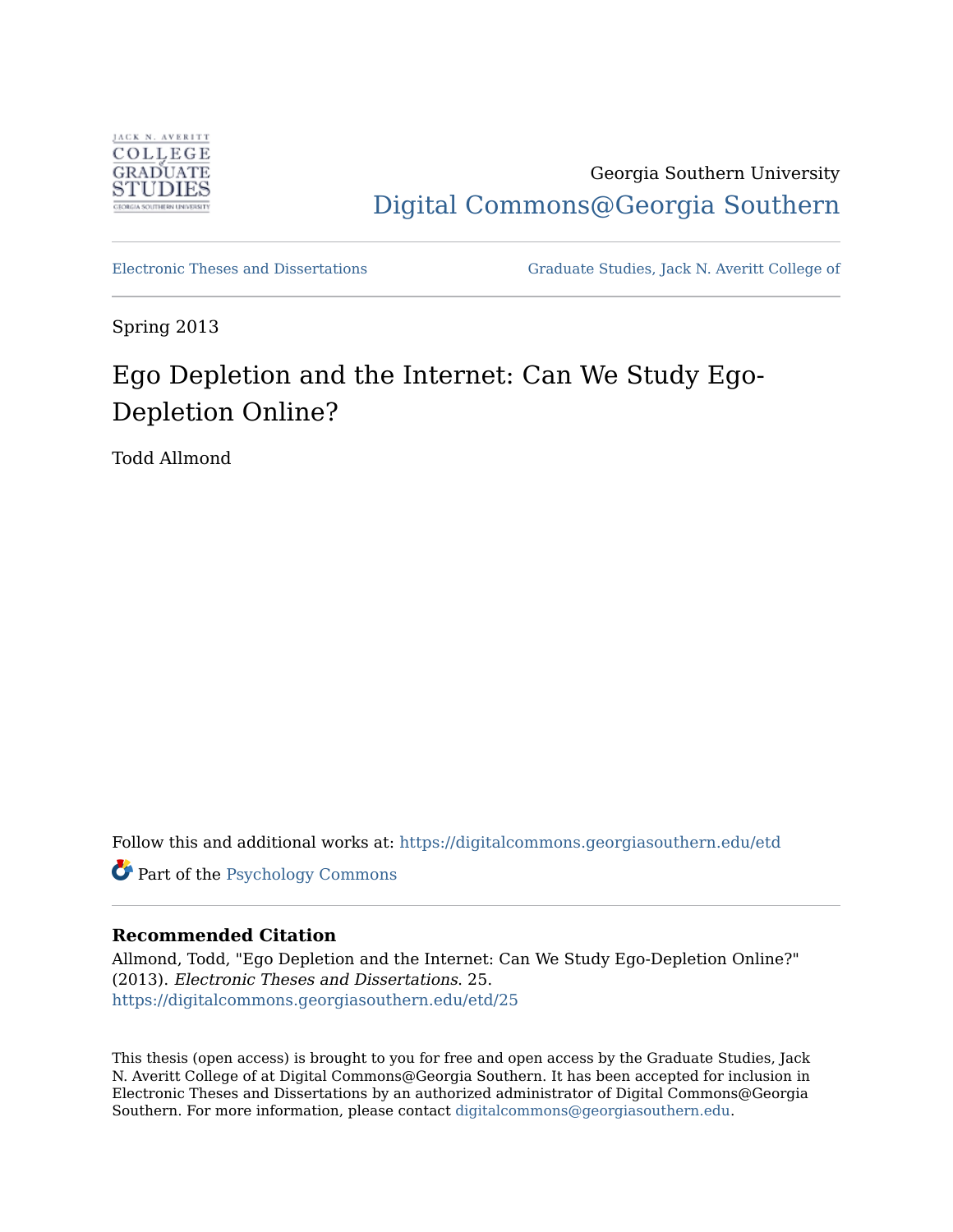Georgia Southern University

Digital Commons@Georgia Southern

Electronic Theses and Dissertations

Graduate Studies, Jack N. Averitt College of

Spring 2013

# Ego Depletion and the Internet: Can We Study Ego-Depletion Online?

Todd Allmond

Follow this and additional works at: https://digitalcommons.georgiasouthern.edu/etd

Part of the Psychology Commons

### Recommended Citation

Allmond, Todd, "Ego Depletion and the Internet: Can We Study Ego-Depletion Online?" (2013). *Electronic Theses and Dissertations*. 25.
https://digitalcommons.georgiasouthern.edu/etd/25

This thesis (open access) is brought to you for free and open access by the Graduate Studies, Jack N. Averitt College of at Digital Commons@Georgia Southern. It has been accepted for inclusion in Electronic Theses and Dissertations by an authorized administrator of Digital Commons@Georgia Southern. For more information, please contact digitalcommons@georgiasouthern.edu.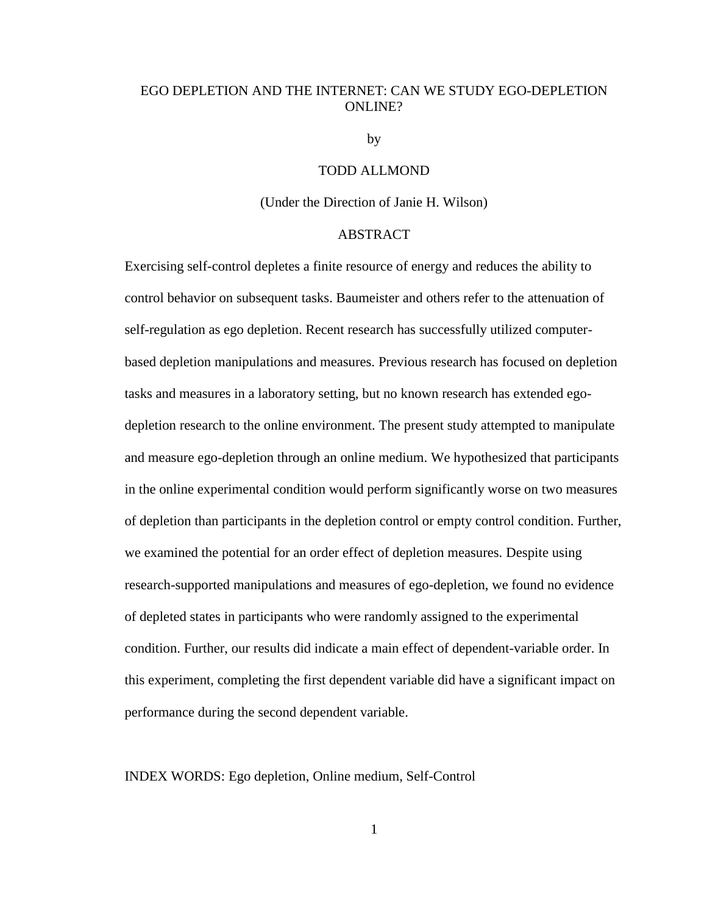# EGO DEPLETION AND THE INTERNET: CAN WE STUDY EGO-DEPLETION ONLINE?

by

TODD ALLMOND

(Under the Direction of Janie H. Wilson)

## ABSTRACT

Exercising self-control depletes a finite resource of energy and reduces the ability to control behavior on subsequent tasks. Baumeister and others refer to the attenuation of self-regulation as ego depletion. Recent research has successfully utilized computer-based depletion manipulations and measures. Previous research has focused on depletion tasks and measures in a laboratory setting, but no known research has extended ego-depletion research to the online environment. The present study attempted to manipulate and measure ego-depletion through an online medium. We hypothesized that participants in the online experimental condition would perform significantly worse on two measures of depletion than participants in the depletion control or empty control condition. Further, we examined the potential for an order effect of depletion measures. Despite using research-supported manipulations and measures of ego-depletion, we found no evidence of depleted states in participants who were randomly assigned to the experimental condition. Further, our results did indicate a main effect of dependent-variable order. In this experiment, completing the first dependent variable did have a significant impact on performance during the second dependent variable.

INDEX WORDS: Ego depletion, Online medium, Self-Control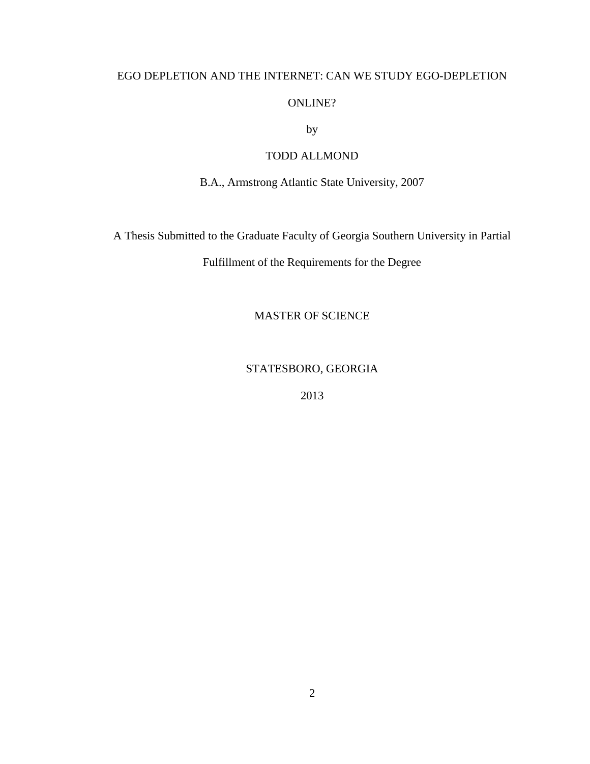EGO DEPLETION AND THE INTERNET: CAN WE STUDY EGO-DEPLETION ONLINE?

by

TODD ALLMOND

B.A., Armstrong Atlantic State University, 2007

A Thesis Submitted to the Graduate Faculty of Georgia Southern University in Partial Fulfillment of the Requirements for the Degree

MASTER OF SCIENCE

STATESBORO, GEORGIA

2013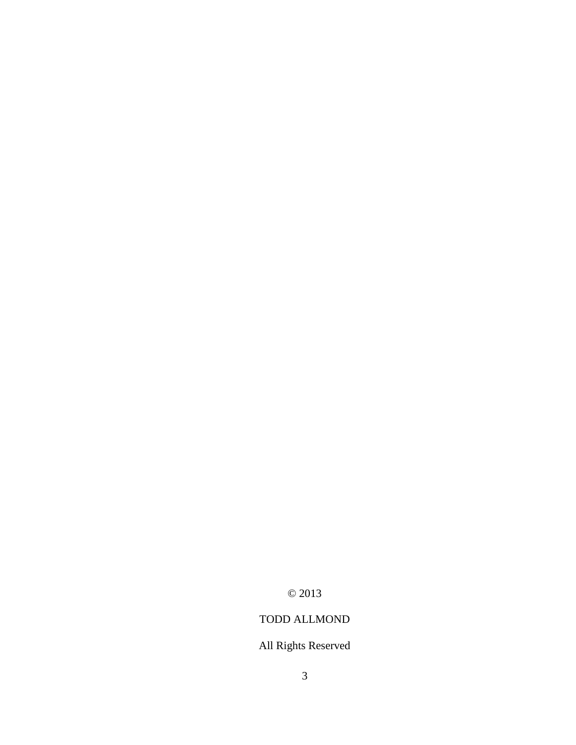© 2013

TODD ALLMOND

All Rights Reserved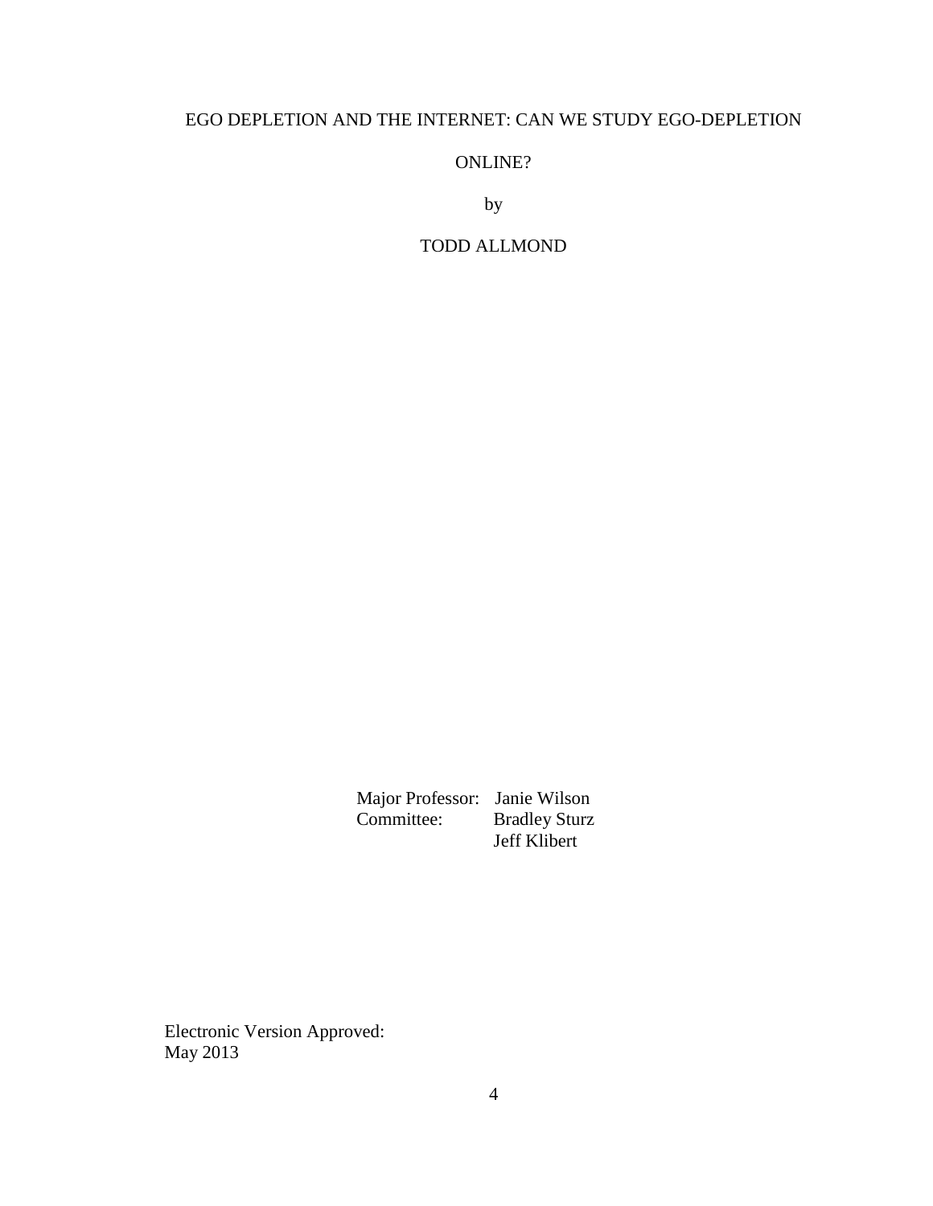EGO DEPLETION AND THE INTERNET: CAN WE STUDY EGO-DEPLETION ONLINE?

by

TODD ALLMOND

Major Professor: Janie Wilson
Committee: Bradley Sturz
Jeff Klibert

Electronic Version Approved:
May 2013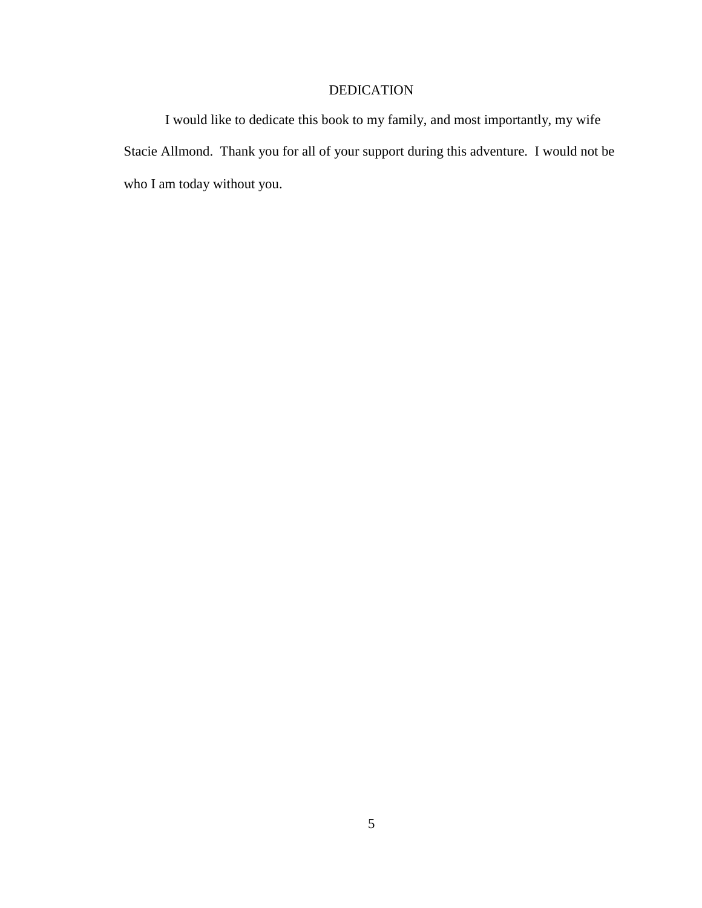# DEDICATION

I would like to dedicate this book to my family, and most importantly, my wife Stacie Allmond. Thank you for all of your support during this adventure. I would not be who I am today without you.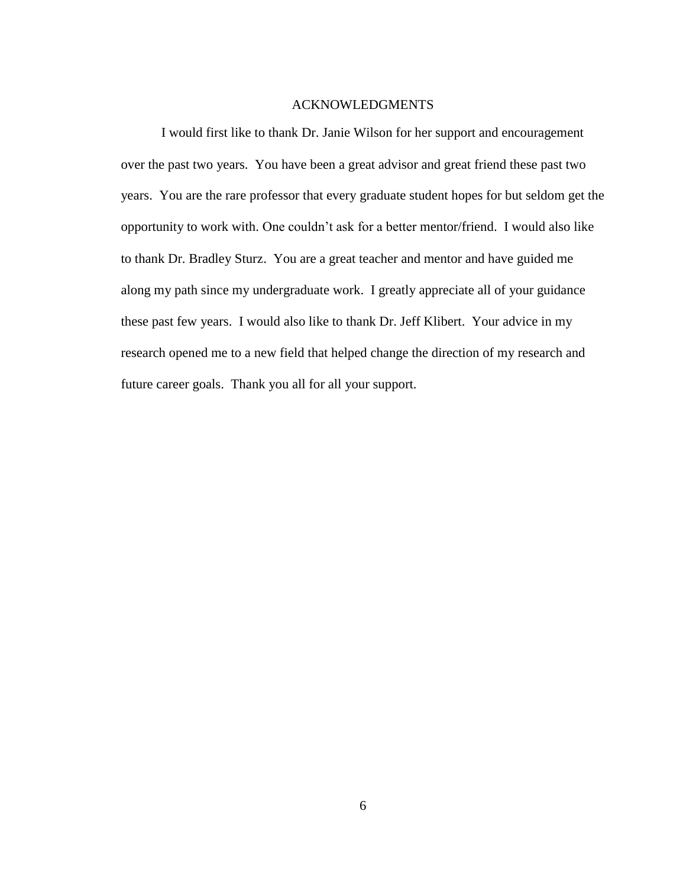# ACKNOWLEDGMENTS

I would first like to thank Dr. Janie Wilson for her support and encouragement over the past two years. You have been a great advisor and great friend these past two years. You are the rare professor that every graduate student hopes for but seldom get the opportunity to work with. One couldn't ask for a better mentor/friend. I would also like to thank Dr. Bradley Sturz. You are a great teacher and mentor and have guided me along my path since my undergraduate work. I greatly appreciate all of your guidance these past few years. I would also like to thank Dr. Jeff Klibert. Your advice in my research opened me to a new field that helped change the direction of my research and future career goals. Thank you all for all your support.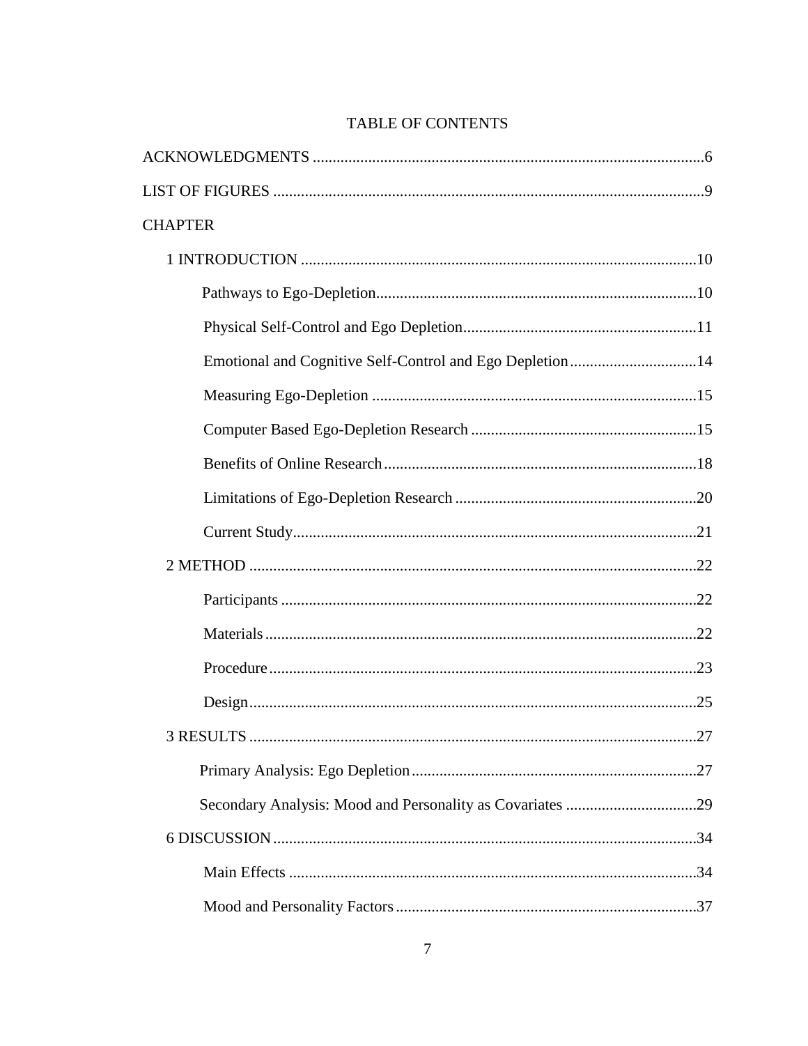# TABLE OF CONTENTS

ACKNOWLEDGMENTS ....................................................................................................6

LIST OF FIGURES ........................................................................................................9

CHAPTER

1 INTRODUCTION ....................................................................................................10

Pathways to Ego-Depletion...................................................................................10

Physical Self-Control and Ego Depletion...............................................................11

Emotional and Cognitive Self-Control and Ego Depletion.......................................14

Measuring Ego-Depletion .....................................................................................15

Computer Based Ego-Depletion Research .............................................................15

Benefits of Online Research..................................................................................18

Limitations of Ego-Depletion Research .................................................................20

Current Study.......................................................................................................21

2 METHOD ..............................................................................................................22

Participants .........................................................................................................22

Materials .............................................................................................................22

Procedure ............................................................................................................23

Design .................................................................................................................25

3 RESULTS ..............................................................................................................27

Primary Analysis: Ego Depletion...........................................................................27

Secondary Analysis: Mood and Personality as Covariates .......................................29

6 DISCUSSION ........................................................................................................34

Main Effects ........................................................................................................34

Mood and Personality Factors ...............................................................................37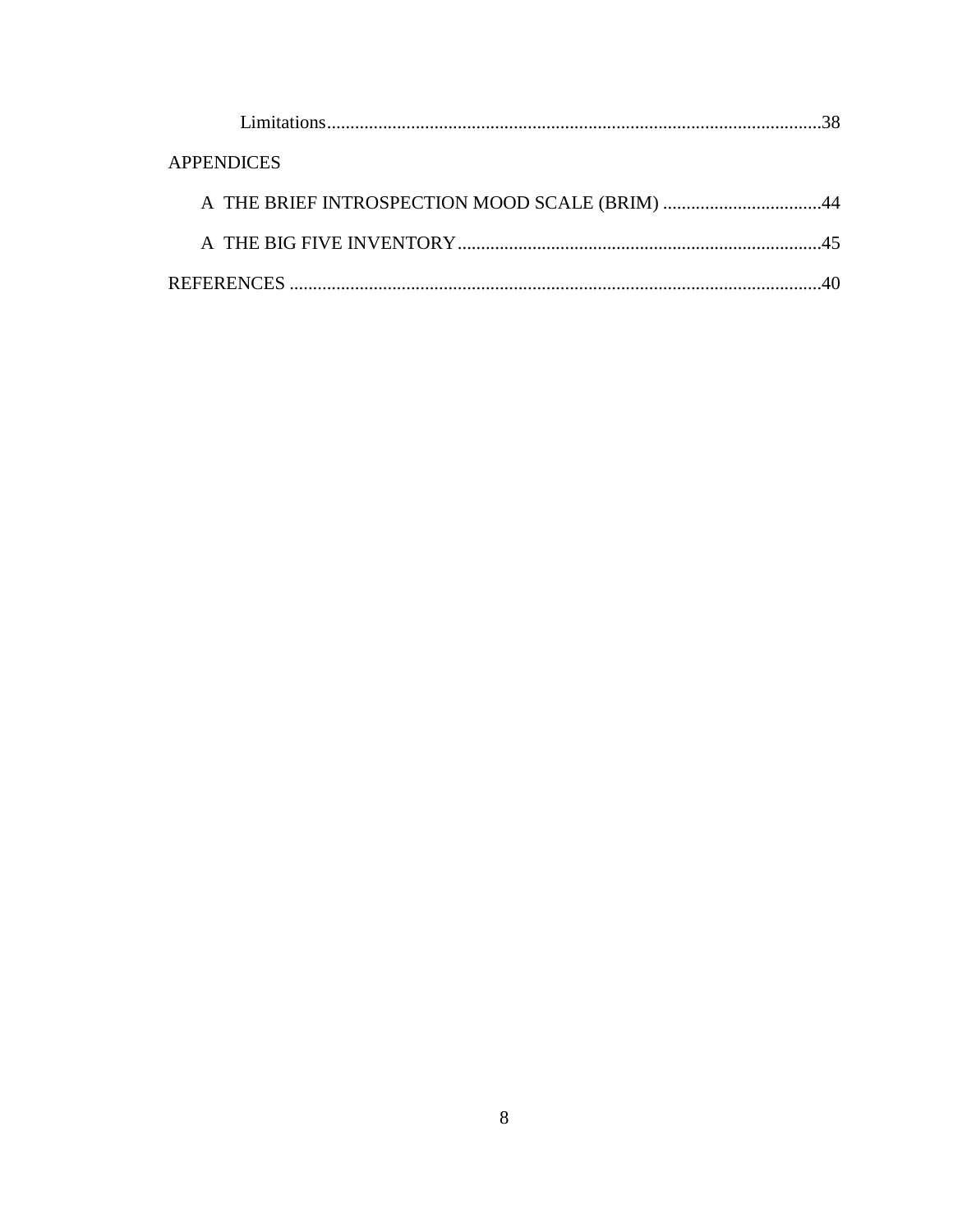Limitations..........................................................................................................38

APPENDICES

A THE BRIEF INTROSPECTION MOOD SCALE (BRIM) ..................................44

A THE BIG FIVE INVENTORY.............................................................................45

REFERENCES ..................................................................................................................40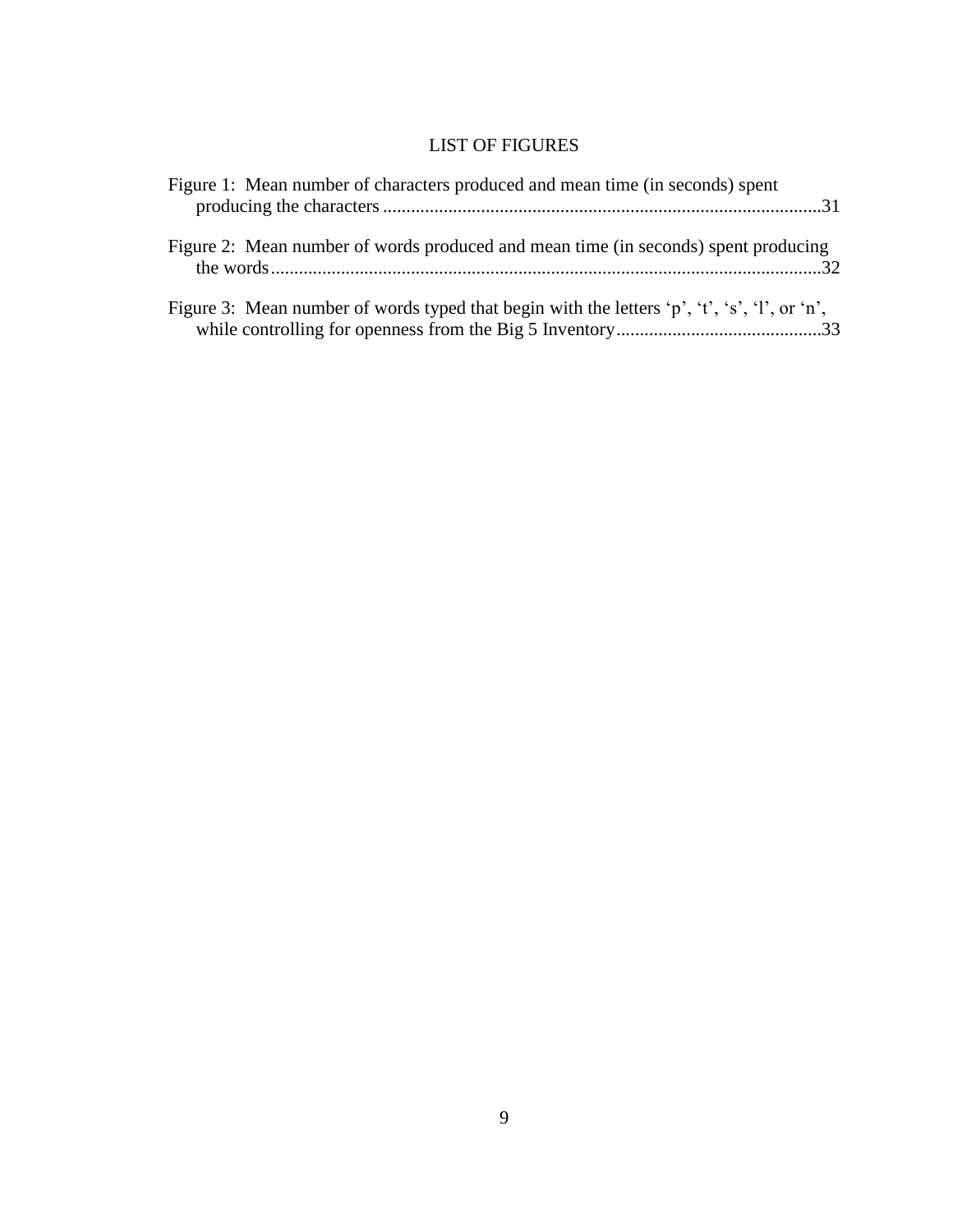# LIST OF FIGURES

Figure 1: Mean number of characters produced and mean time (in seconds) spent producing the characters ....................................................................................................31

Figure 2: Mean number of words produced and mean time (in seconds) spent producing the words....................................................................................................................32

Figure 3: Mean number of words typed that begin with the letters ‘p’, ‘t’, ‘s’, ‘l’, or ‘n’, while controlling for openness from the Big 5 Inventory............................................33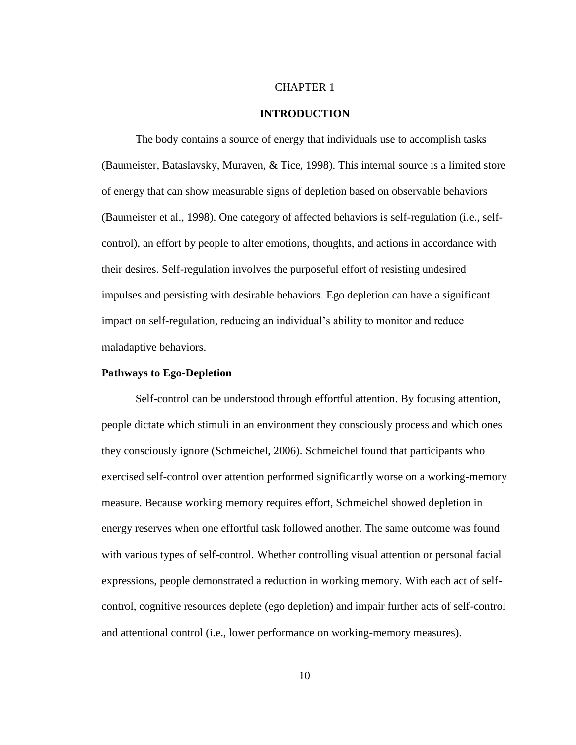# CHAPTER 1

## INTRODUCTION

The body contains a source of energy that individuals use to accomplish tasks (Baumeister, Bataslavsky, Muraven, & Tice, 1998). This internal source is a limited store of energy that can show measurable signs of depletion based on observable behaviors (Baumeister et al., 1998). One category of affected behaviors is self-regulation (i.e., self-control), an effort by people to alter emotions, thoughts, and actions in accordance with their desires. Self-regulation involves the purposeful effort of resisting undesired impulses and persisting with desirable behaviors. Ego depletion can have a significant impact on self-regulation, reducing an individual's ability to monitor and reduce maladaptive behaviors.

### Pathways to Ego-Depletion

Self-control can be understood through effortful attention. By focusing attention, people dictate which stimuli in an environment they consciously process and which ones they consciously ignore (Schmeichel, 2006). Schmeichel found that participants who exercised self-control over attention performed significantly worse on a working-memory measure. Because working memory requires effort, Schmeichel showed depletion in energy reserves when one effortful task followed another. The same outcome was found with various types of self-control. Whether controlling visual attention or personal facial expressions, people demonstrated a reduction in working memory. With each act of self-control, cognitive resources deplete (ego depletion) and impair further acts of self-control and attentional control (i.e., lower performance on working-memory measures).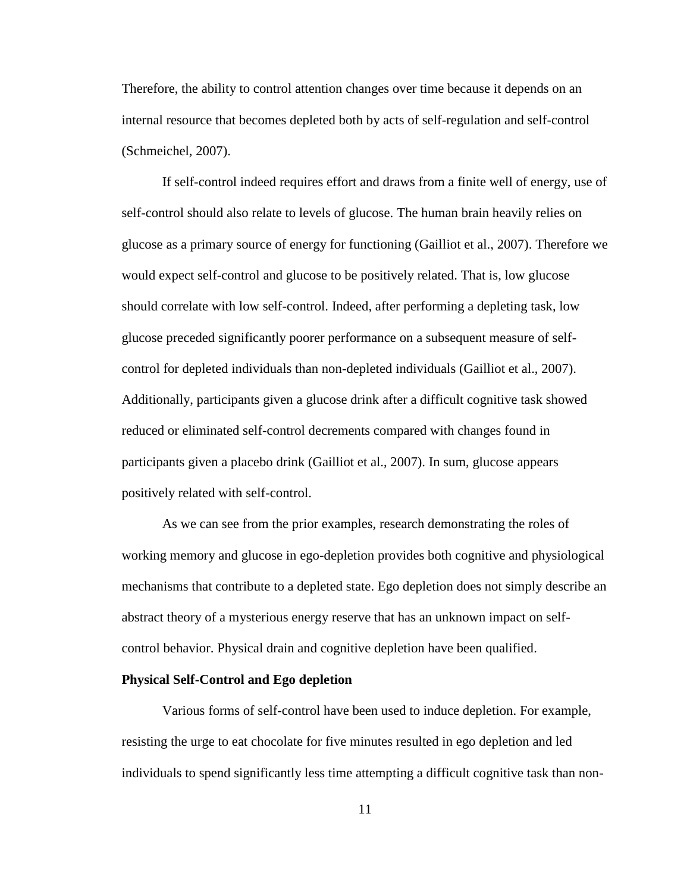Therefore, the ability to control attention changes over time because it depends on an internal resource that becomes depleted both by acts of self-regulation and self-control (Schmeichel, 2007).

If self-control indeed requires effort and draws from a finite well of energy, use of self-control should also relate to levels of glucose. The human brain heavily relies on glucose as a primary source of energy for functioning (Gailliot et al., 2007). Therefore we would expect self-control and glucose to be positively related. That is, low glucose should correlate with low self-control. Indeed, after performing a depleting task, low glucose preceded significantly poorer performance on a subsequent measure of self-control for depleted individuals than non-depleted individuals (Gailliot et al., 2007). Additionally, participants given a glucose drink after a difficult cognitive task showed reduced or eliminated self-control decrements compared with changes found in participants given a placebo drink (Gailliot et al., 2007). In sum, glucose appears positively related with self-control.

As we can see from the prior examples, research demonstrating the roles of working memory and glucose in ego-depletion provides both cognitive and physiological mechanisms that contribute to a depleted state. Ego depletion does not simply describe an abstract theory of a mysterious energy reserve that has an unknown impact on self-control behavior. Physical drain and cognitive depletion have been qualified.

**Physical Self-Control and Ego depletion**

Various forms of self-control have been used to induce depletion. For example, resisting the urge to eat chocolate for five minutes resulted in ego depletion and led individuals to spend significantly less time attempting a difficult cognitive task than non-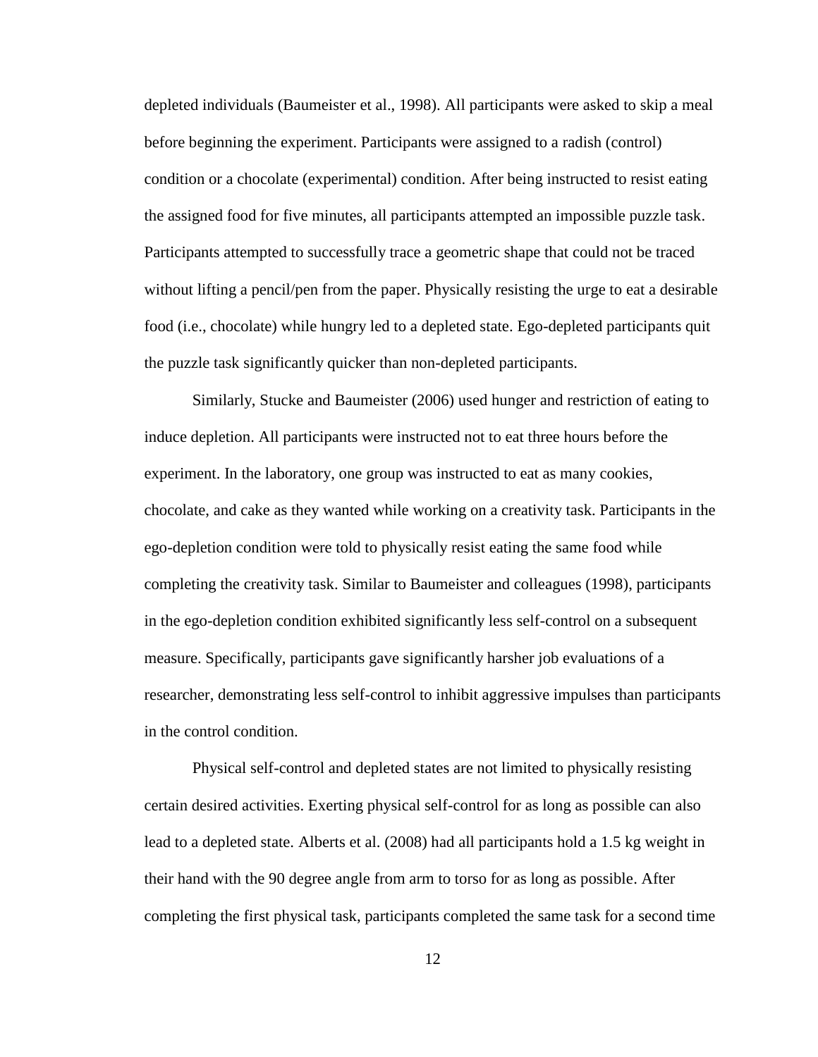depleted individuals (Baumeister et al., 1998). All participants were asked to skip a meal before beginning the experiment. Participants were assigned to a radish (control) condition or a chocolate (experimental) condition. After being instructed to resist eating the assigned food for five minutes, all participants attempted an impossible puzzle task. Participants attempted to successfully trace a geometric shape that could not be traced without lifting a pencil/pen from the paper. Physically resisting the urge to eat a desirable food (i.e., chocolate) while hungry led to a depleted state. Ego-depleted participants quit the puzzle task significantly quicker than non-depleted participants.

Similarly, Stucke and Baumeister (2006) used hunger and restriction of eating to induce depletion. All participants were instructed not to eat three hours before the experiment. In the laboratory, one group was instructed to eat as many cookies, chocolate, and cake as they wanted while working on a creativity task. Participants in the ego-depletion condition were told to physically resist eating the same food while completing the creativity task. Similar to Baumeister and colleagues (1998), participants in the ego-depletion condition exhibited significantly less self-control on a subsequent measure. Specifically, participants gave significantly harsher job evaluations of a researcher, demonstrating less self-control to inhibit aggressive impulses than participants in the control condition.

Physical self-control and depleted states are not limited to physically resisting certain desired activities. Exerting physical self-control for as long as possible can also lead to a depleted state. Alberts et al. (2008) had all participants hold a 1.5 kg weight in their hand with the 90 degree angle from arm to torso for as long as possible. After completing the first physical task, participants completed the same task for a second time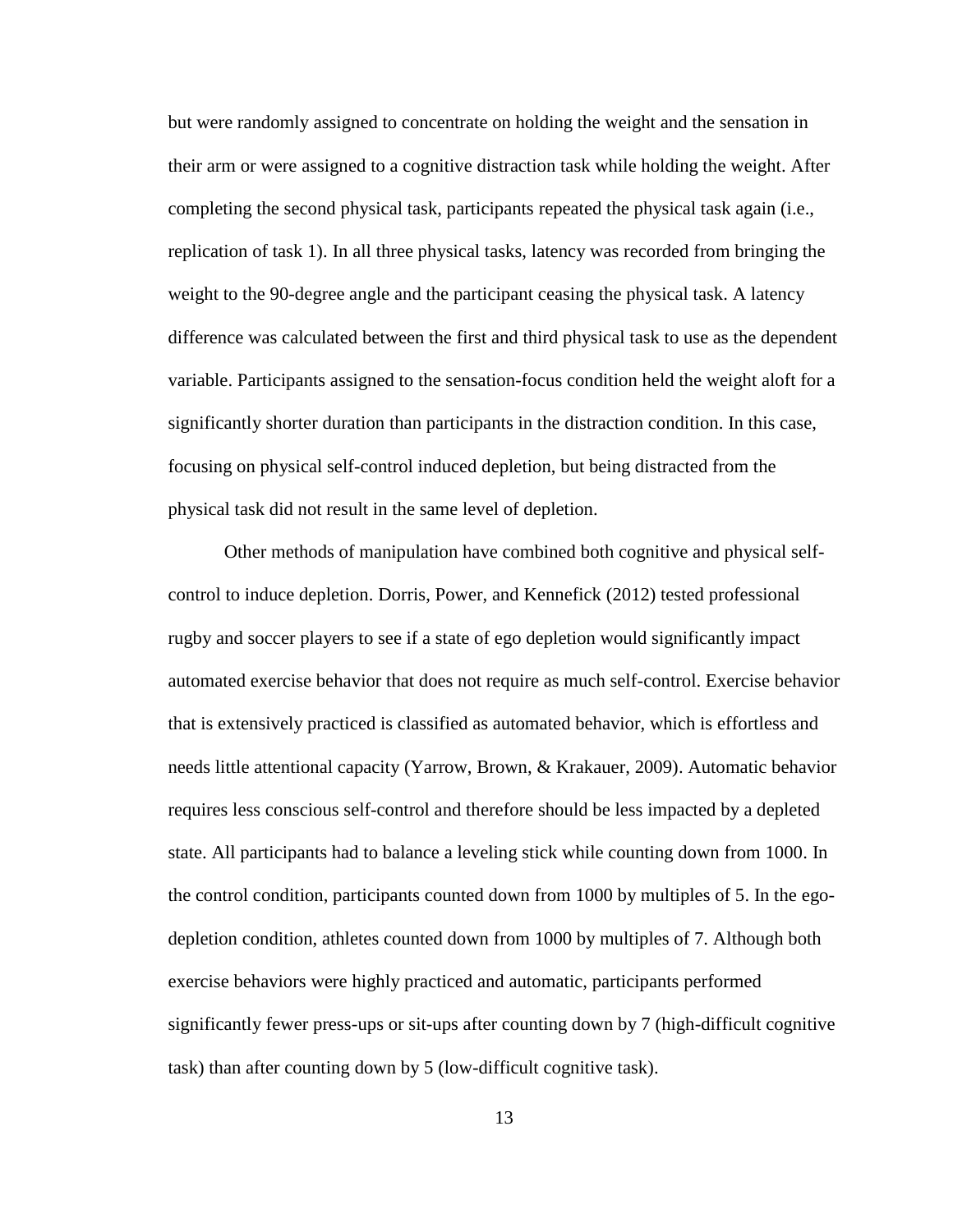but were randomly assigned to concentrate on holding the weight and the sensation in their arm or were assigned to a cognitive distraction task while holding the weight. After completing the second physical task, participants repeated the physical task again (i.e., replication of task 1). In all three physical tasks, latency was recorded from bringing the weight to the 90-degree angle and the participant ceasing the physical task. A latency difference was calculated between the first and third physical task to use as the dependent variable. Participants assigned to the sensation-focus condition held the weight aloft for a significantly shorter duration than participants in the distraction condition. In this case, focusing on physical self-control induced depletion, but being distracted from the physical task did not result in the same level of depletion.

Other methods of manipulation have combined both cognitive and physical self-control to induce depletion. Dorris, Power, and Kennefick (2012) tested professional rugby and soccer players to see if a state of ego depletion would significantly impact automated exercise behavior that does not require as much self-control. Exercise behavior that is extensively practiced is classified as automated behavior, which is effortless and needs little attentional capacity (Yarrow, Brown, & Krakauer, 2009). Automatic behavior requires less conscious self-control and therefore should be less impacted by a depleted state. All participants had to balance a leveling stick while counting down from 1000. In the control condition, participants counted down from 1000 by multiples of 5. In the ego-depletion condition, athletes counted down from 1000 by multiples of 7. Although both exercise behaviors were highly practiced and automatic, participants performed significantly fewer press-ups or sit-ups after counting down by 7 (high-difficult cognitive task) than after counting down by 5 (low-difficult cognitive task).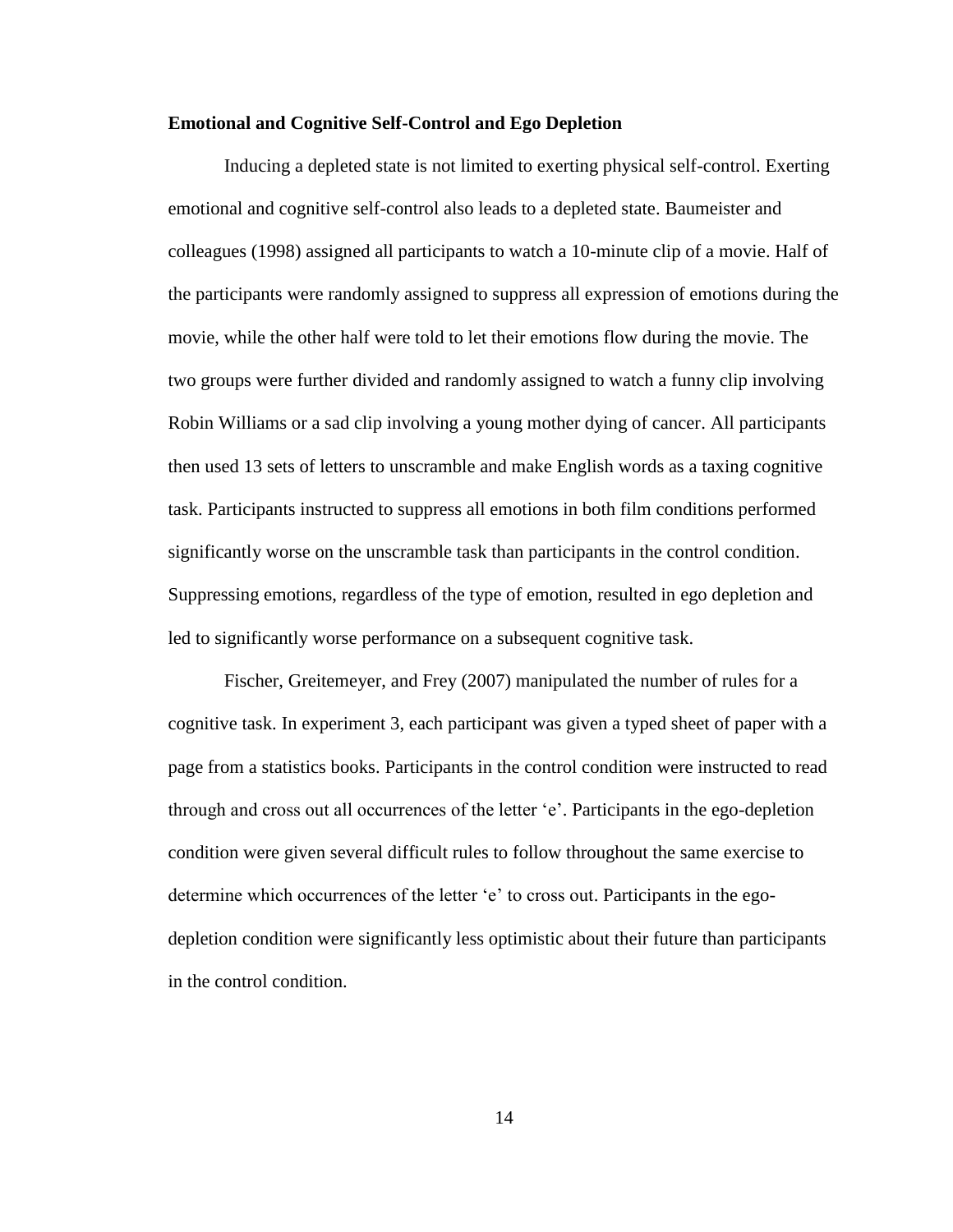**Emotional and Cognitive Self-Control and Ego Depletion**

Inducing a depleted state is not limited to exerting physical self-control. Exerting emotional and cognitive self-control also leads to a depleted state. Baumeister and colleagues (1998) assigned all participants to watch a 10-minute clip of a movie. Half of the participants were randomly assigned to suppress all expression of emotions during the movie, while the other half were told to let their emotions flow during the movie. The two groups were further divided and randomly assigned to watch a funny clip involving Robin Williams or a sad clip involving a young mother dying of cancer. All participants then used 13 sets of letters to unscramble and make English words as a taxing cognitive task. Participants instructed to suppress all emotions in both film conditions performed significantly worse on the unscramble task than participants in the control condition. Suppressing emotions, regardless of the type of emotion, resulted in ego depletion and led to significantly worse performance on a subsequent cognitive task.

Fischer, Greitemeyer, and Frey (2007) manipulated the number of rules for a cognitive task. In experiment 3, each participant was given a typed sheet of paper with a page from a statistics books. Participants in the control condition were instructed to read through and cross out all occurrences of the letter 'e'. Participants in the ego-depletion condition were given several difficult rules to follow throughout the same exercise to determine which occurrences of the letter 'e' to cross out. Participants in the ego-depletion condition were significantly less optimistic about their future than participants in the control condition.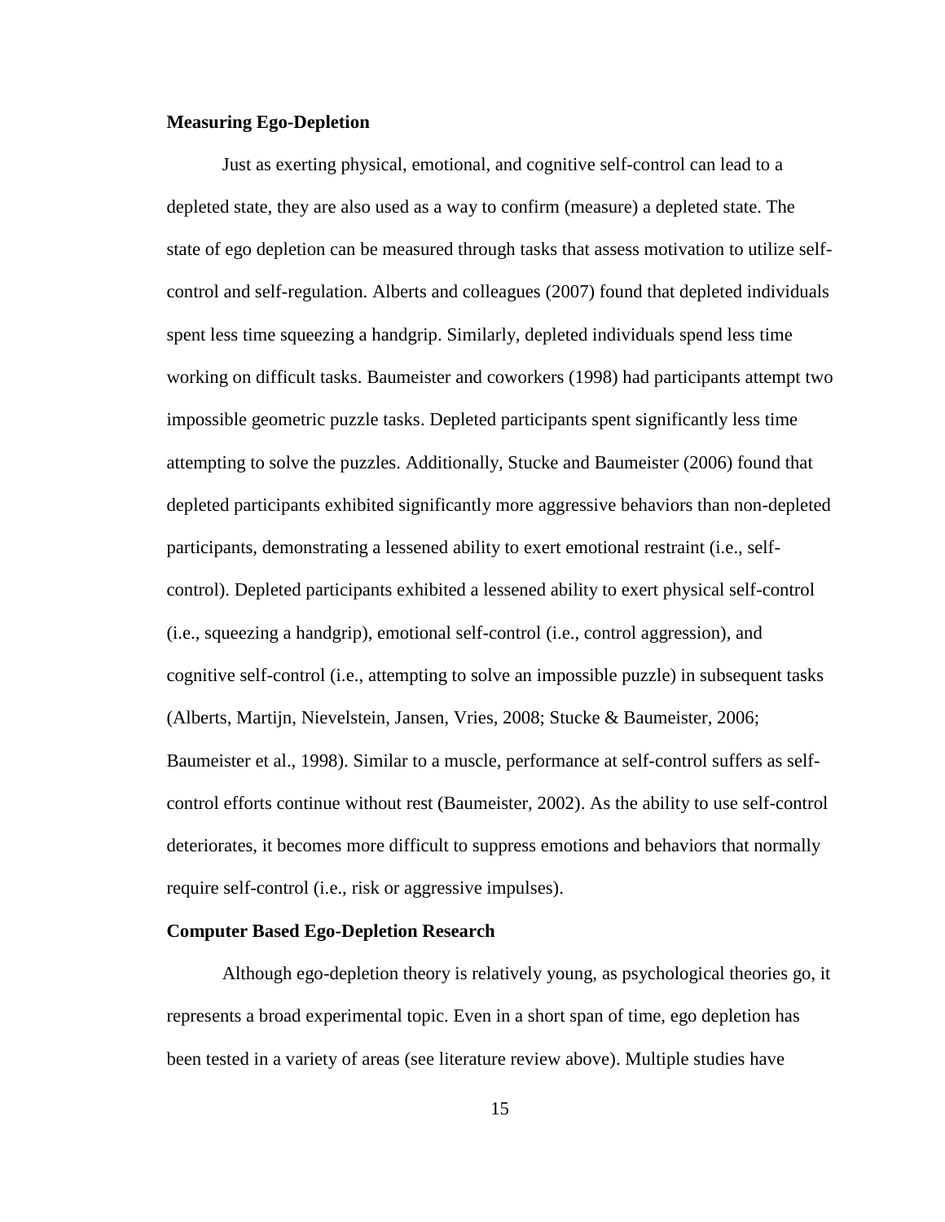**Measuring Ego-Depletion**

Just as exerting physical, emotional, and cognitive self-control can lead to a depleted state, they are also used as a way to confirm (measure) a depleted state. The state of ego depletion can be measured through tasks that assess motivation to utilize self-control and self-regulation. Alberts and colleagues (2007) found that depleted individuals spent less time squeezing a handgrip. Similarly, depleted individuals spend less time working on difficult tasks. Baumeister and coworkers (1998) had participants attempt two impossible geometric puzzle tasks. Depleted participants spent significantly less time attempting to solve the puzzles. Additionally, Stucke and Baumeister (2006) found that depleted participants exhibited significantly more aggressive behaviors than non-depleted participants, demonstrating a lessened ability to exert emotional restraint (i.e., self-control). Depleted participants exhibited a lessened ability to exert physical self-control (i.e., squeezing a handgrip), emotional self-control (i.e., control aggression), and cognitive self-control (i.e., attempting to solve an impossible puzzle) in subsequent tasks (Alberts, Martijn, Nievelstein, Jansen, Vries, 2008; Stucke & Baumeister, 2006; Baumeister et al., 1998). Similar to a muscle, performance at self-control suffers as self-control efforts continue without rest (Baumeister, 2002). As the ability to use self-control deteriorates, it becomes more difficult to suppress emotions and behaviors that normally require self-control (i.e., risk or aggressive impulses).

**Computer Based Ego-Depletion Research**

Although ego-depletion theory is relatively young, as psychological theories go, it represents a broad experimental topic. Even in a short span of time, ego depletion has been tested in a variety of areas (see literature review above). Multiple studies have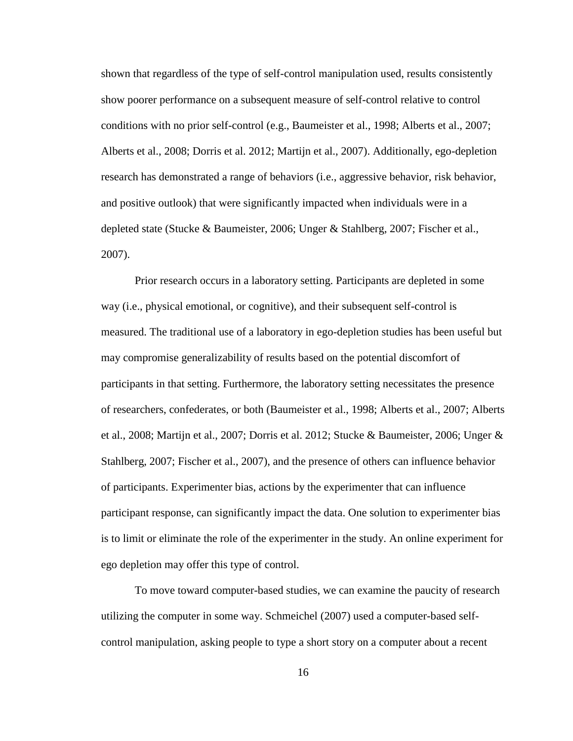shown that regardless of the type of self-control manipulation used, results consistently show poorer performance on a subsequent measure of self-control relative to control conditions with no prior self-control (e.g., Baumeister et al., 1998; Alberts et al., 2007; Alberts et al., 2008; Dorris et al. 2012; Martijn et al., 2007). Additionally, ego-depletion research has demonstrated a range of behaviors (i.e., aggressive behavior, risk behavior, and positive outlook) that were significantly impacted when individuals were in a depleted state (Stucke & Baumeister, 2006; Unger & Stahlberg, 2007; Fischer et al., 2007).

Prior research occurs in a laboratory setting. Participants are depleted in some way (i.e., physical emotional, or cognitive), and their subsequent self-control is measured. The traditional use of a laboratory in ego-depletion studies has been useful but may compromise generalizability of results based on the potential discomfort of participants in that setting. Furthermore, the laboratory setting necessitates the presence of researchers, confederates, or both (Baumeister et al., 1998; Alberts et al., 2007; Alberts et al., 2008; Martijn et al., 2007; Dorris et al. 2012; Stucke & Baumeister, 2006; Unger & Stahlberg, 2007; Fischer et al., 2007), and the presence of others can influence behavior of participants. Experimenter bias, actions by the experimenter that can influence participant response, can significantly impact the data. One solution to experimenter bias is to limit or eliminate the role of the experimenter in the study. An online experiment for ego depletion may offer this type of control.

To move toward computer-based studies, we can examine the paucity of research utilizing the computer in some way. Schmeichel (2007) used a computer-based self-control manipulation, asking people to type a short story on a computer about a recent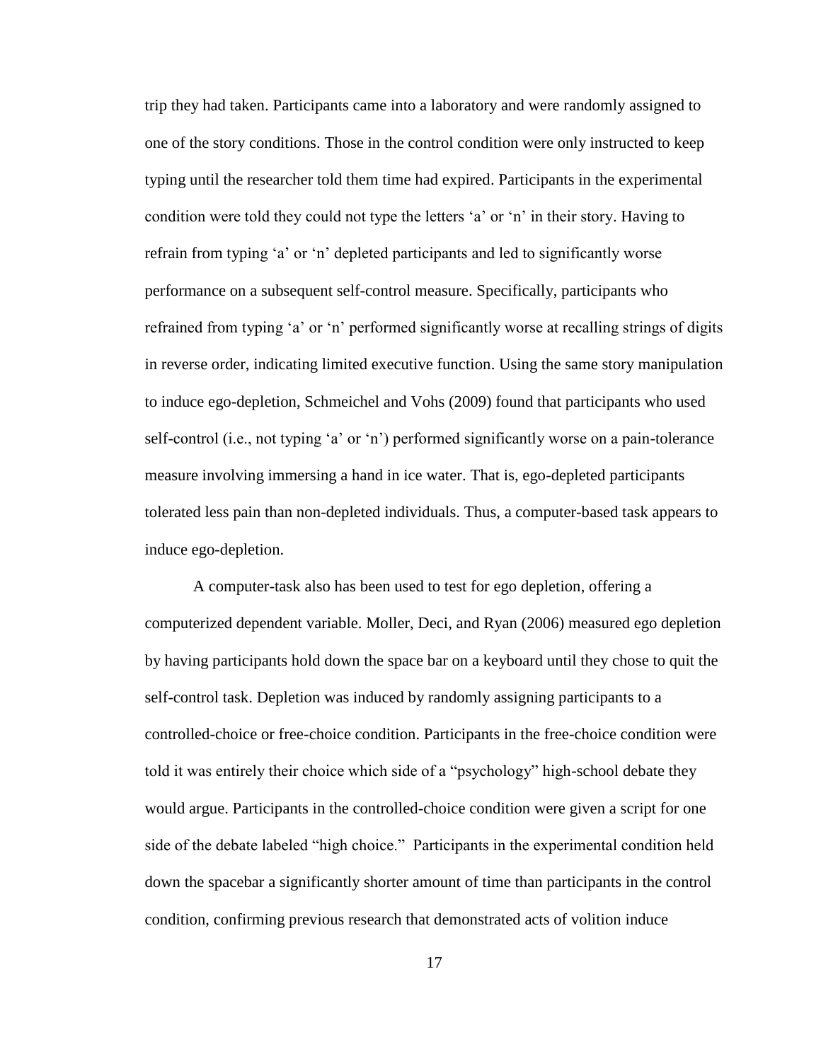trip they had taken. Participants came into a laboratory and were randomly assigned to one of the story conditions. Those in the control condition were only instructed to keep typing until the researcher told them time had expired. Participants in the experimental condition were told they could not type the letters 'a' or 'n' in their story. Having to refrain from typing 'a' or 'n' depleted participants and led to significantly worse performance on a subsequent self-control measure. Specifically, participants who refrained from typing 'a' or 'n' performed significantly worse at recalling strings of digits in reverse order, indicating limited executive function. Using the same story manipulation to induce ego-depletion, Schmeichel and Vohs (2009) found that participants who used self-control (i.e., not typing 'a' or 'n') performed significantly worse on a pain-tolerance measure involving immersing a hand in ice water. That is, ego-depleted participants tolerated less pain than non-depleted individuals. Thus, a computer-based task appears to induce ego-depletion.

A computer-task also has been used to test for ego depletion, offering a computerized dependent variable. Moller, Deci, and Ryan (2006) measured ego depletion by having participants hold down the space bar on a keyboard until they chose to quit the self-control task. Depletion was induced by randomly assigning participants to a controlled-choice or free-choice condition. Participants in the free-choice condition were told it was entirely their choice which side of a "psychology" high-school debate they would argue. Participants in the controlled-choice condition were given a script for one side of the debate labeled "high choice." Participants in the experimental condition held down the spacebar a significantly shorter amount of time than participants in the control condition, confirming previous research that demonstrated acts of volition induce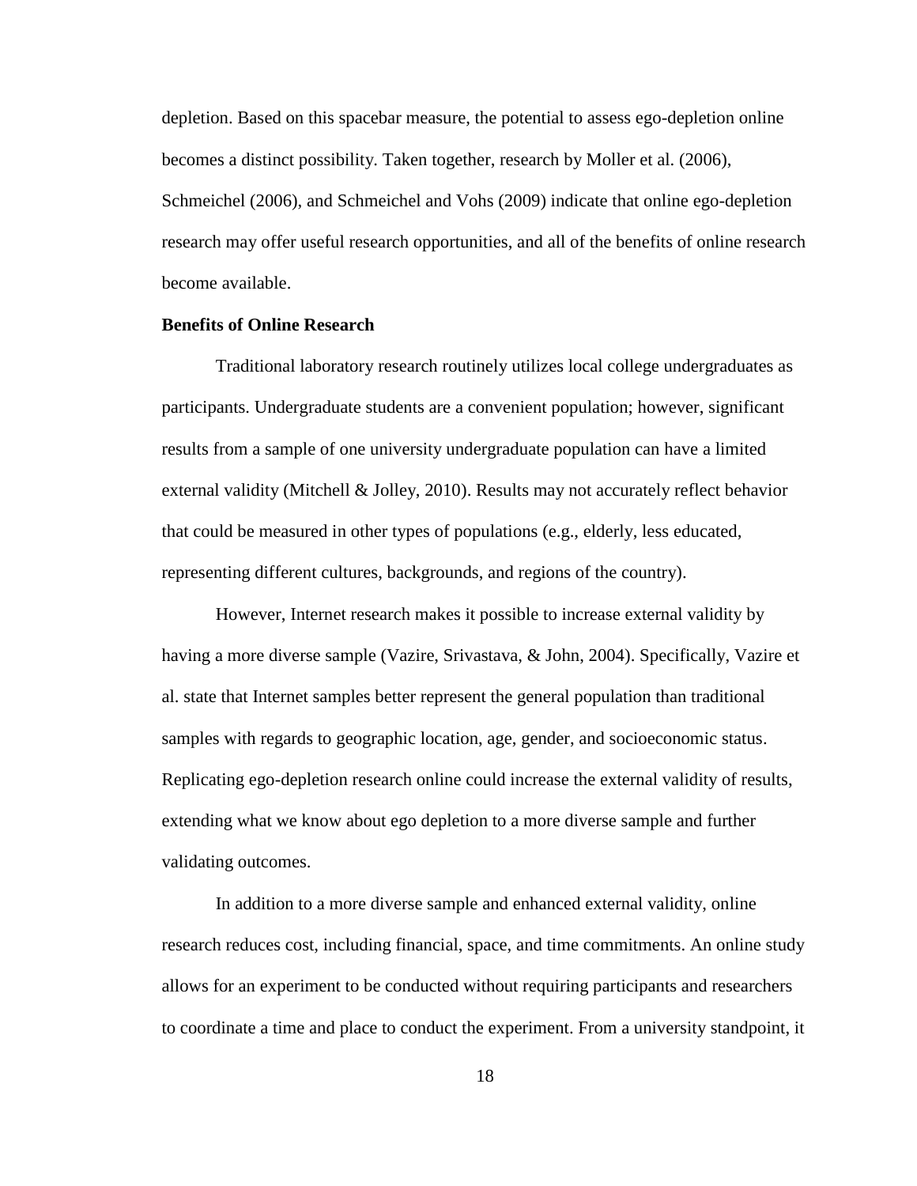depletion. Based on this spacebar measure, the potential to assess ego-depletion online becomes a distinct possibility. Taken together, research by Moller et al. (2006), Schmeichel (2006), and Schmeichel and Vohs (2009) indicate that online ego-depletion research may offer useful research opportunities, and all of the benefits of online research become available.

**Benefits of Online Research**

Traditional laboratory research routinely utilizes local college undergraduates as participants. Undergraduate students are a convenient population; however, significant results from a sample of one university undergraduate population can have a limited external validity (Mitchell & Jolley, 2010). Results may not accurately reflect behavior that could be measured in other types of populations (e.g., elderly, less educated, representing different cultures, backgrounds, and regions of the country).

However, Internet research makes it possible to increase external validity by having a more diverse sample (Vazire, Srivastava, & John, 2004). Specifically, Vazire et al. state that Internet samples better represent the general population than traditional samples with regards to geographic location, age, gender, and socioeconomic status. Replicating ego-depletion research online could increase the external validity of results, extending what we know about ego depletion to a more diverse sample and further validating outcomes.

In addition to a more diverse sample and enhanced external validity, online research reduces cost, including financial, space, and time commitments. An online study allows for an experiment to be conducted without requiring participants and researchers to coordinate a time and place to conduct the experiment. From a university standpoint, it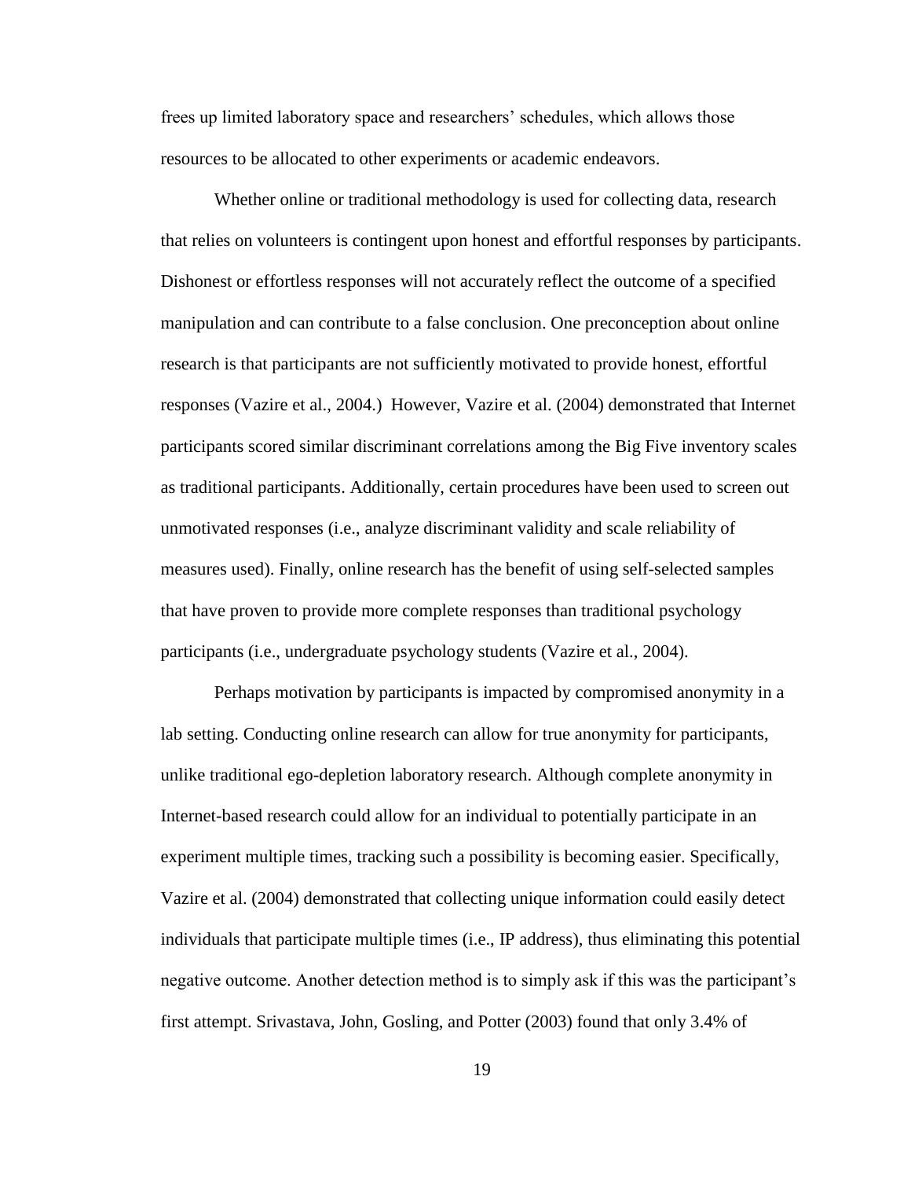frees up limited laboratory space and researchers' schedules, which allows those resources to be allocated to other experiments or academic endeavors.

Whether online or traditional methodology is used for collecting data, research that relies on volunteers is contingent upon honest and effortful responses by participants. Dishonest or effortless responses will not accurately reflect the outcome of a specified manipulation and can contribute to a false conclusion. One preconception about online research is that participants are not sufficiently motivated to provide honest, effortful responses (Vazire et al., 2004.) However, Vazire et al. (2004) demonstrated that Internet participants scored similar discriminant correlations among the Big Five inventory scales as traditional participants. Additionally, certain procedures have been used to screen out unmotivated responses (i.e., analyze discriminant validity and scale reliability of measures used). Finally, online research has the benefit of using self-selected samples that have proven to provide more complete responses than traditional psychology participants (i.e., undergraduate psychology students (Vazire et al., 2004).

Perhaps motivation by participants is impacted by compromised anonymity in a lab setting. Conducting online research can allow for true anonymity for participants, unlike traditional ego-depletion laboratory research. Although complete anonymity in Internet-based research could allow for an individual to potentially participate in an experiment multiple times, tracking such a possibility is becoming easier. Specifically, Vazire et al. (2004) demonstrated that collecting unique information could easily detect individuals that participate multiple times (i.e., IP address), thus eliminating this potential negative outcome. Another detection method is to simply ask if this was the participant's first attempt. Srivastava, John, Gosling, and Potter (2003) found that only 3.4% of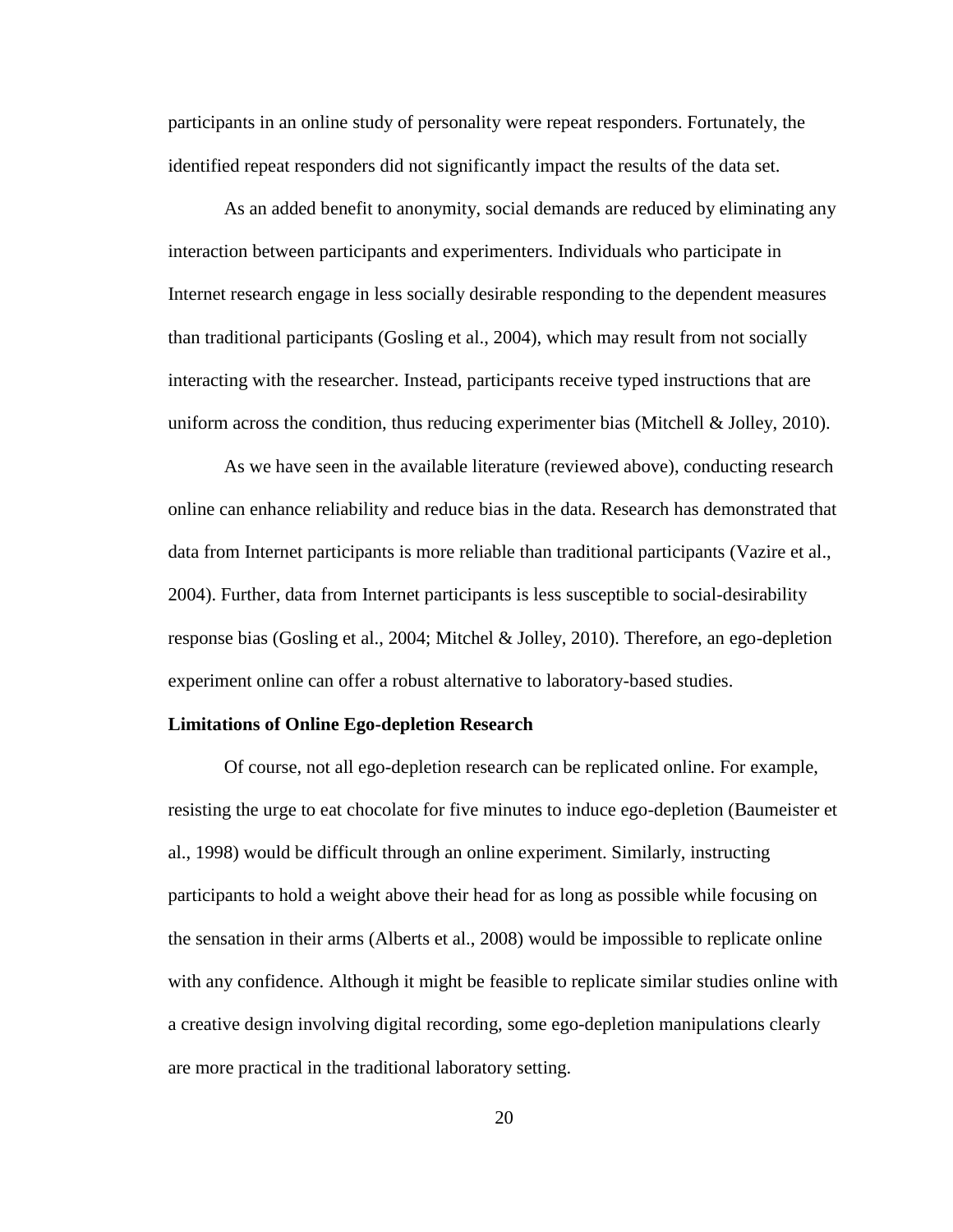participants in an online study of personality were repeat responders. Fortunately, the identified repeat responders did not significantly impact the results of the data set.

As an added benefit to anonymity, social demands are reduced by eliminating any interaction between participants and experimenters. Individuals who participate in Internet research engage in less socially desirable responding to the dependent measures than traditional participants (Gosling et al., 2004), which may result from not socially interacting with the researcher. Instead, participants receive typed instructions that are uniform across the condition, thus reducing experimenter bias (Mitchell & Jolley, 2010).

As we have seen in the available literature (reviewed above), conducting research online can enhance reliability and reduce bias in the data. Research has demonstrated that data from Internet participants is more reliable than traditional participants (Vazire et al., 2004). Further, data from Internet participants is less susceptible to social-desirability response bias (Gosling et al., 2004; Mitchel & Jolley, 2010). Therefore, an ego-depletion experiment online can offer a robust alternative to laboratory-based studies.

**Limitations of Online Ego-depletion Research**

Of course, not all ego-depletion research can be replicated online. For example, resisting the urge to eat chocolate for five minutes to induce ego-depletion (Baumeister et al., 1998) would be difficult through an online experiment. Similarly, instructing participants to hold a weight above their head for as long as possible while focusing on the sensation in their arms (Alberts et al., 2008) would be impossible to replicate online with any confidence. Although it might be feasible to replicate similar studies online with a creative design involving digital recording, some ego-depletion manipulations clearly are more practical in the traditional laboratory setting.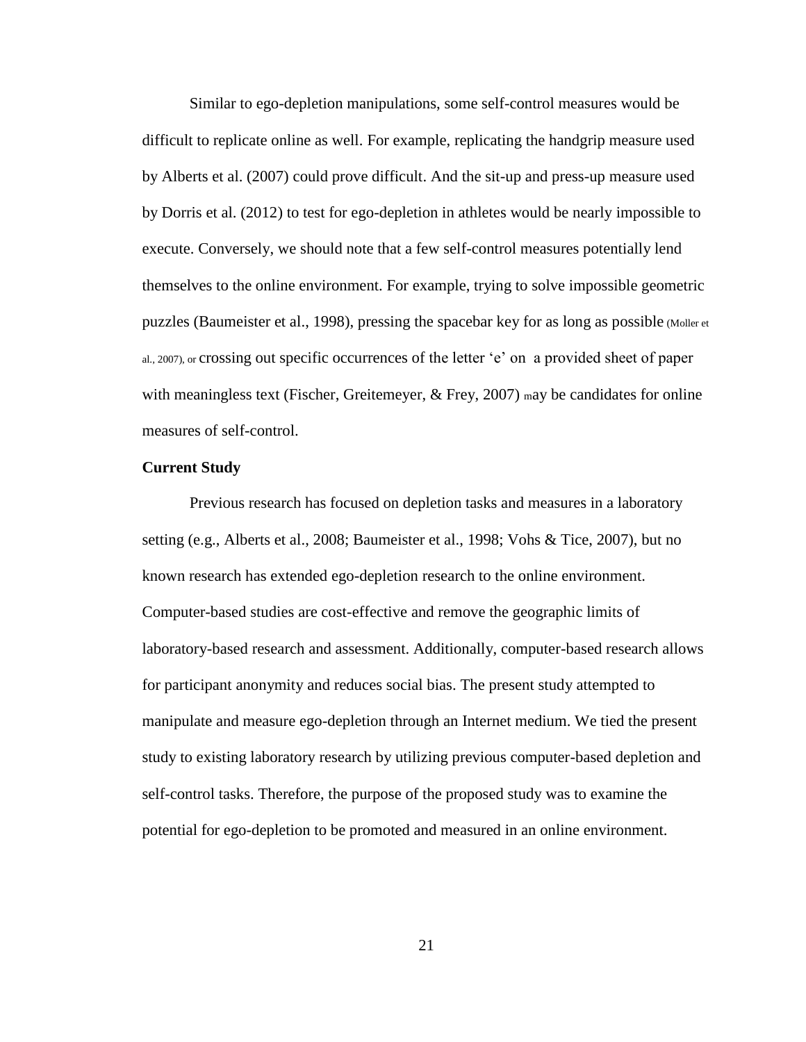Similar to ego-depletion manipulations, some self-control measures would be difficult to replicate online as well. For example, replicating the handgrip measure used by Alberts et al. (2007) could prove difficult. And the sit-up and press-up measure used by Dorris et al. (2012) to test for ego-depletion in athletes would be nearly impossible to execute. Conversely, we should note that a few self-control measures potentially lend themselves to the online environment. For example, trying to solve impossible geometric puzzles (Baumeister et al., 1998), pressing the spacebar key for as long as possible (Moller et al., 2007), or crossing out specific occurrences of the letter 'e' on a provided sheet of paper with meaningless text (Fischer, Greitemeyer, & Frey, 2007) may be candidates for online measures of self-control.

**Current Study**

Previous research has focused on depletion tasks and measures in a laboratory setting (e.g., Alberts et al., 2008; Baumeister et al., 1998; Vohs & Tice, 2007), but no known research has extended ego-depletion research to the online environment. Computer-based studies are cost-effective and remove the geographic limits of laboratory-based research and assessment. Additionally, computer-based research allows for participant anonymity and reduces social bias. The present study attempted to manipulate and measure ego-depletion through an Internet medium. We tied the present study to existing laboratory research by utilizing previous computer-based depletion and self-control tasks. Therefore, the purpose of the proposed study was to examine the potential for ego-depletion to be promoted and measured in an online environment.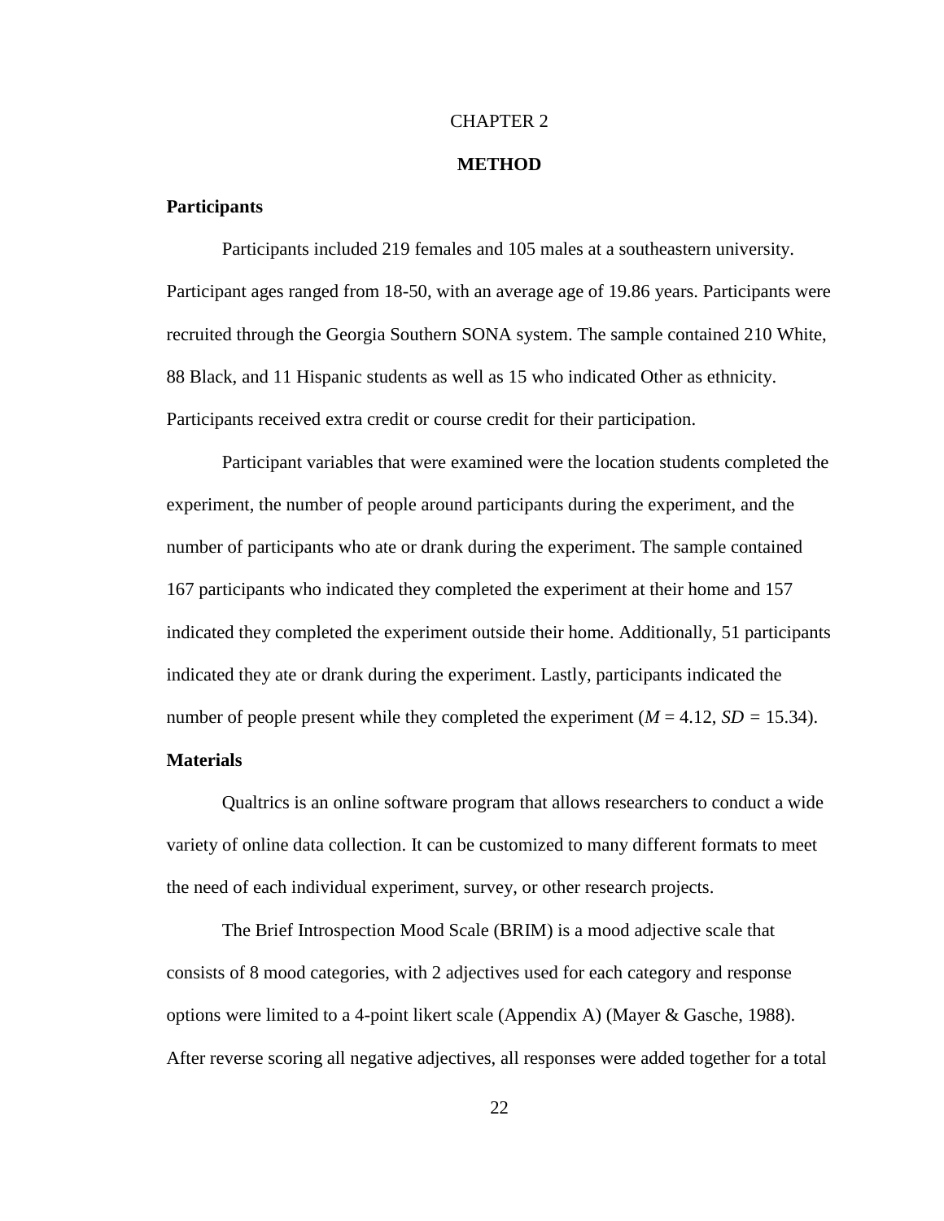# CHAPTER 2

## METHOD

### Participants

Participants included 219 females and 105 males at a southeastern university. Participant ages ranged from 18-50, with an average age of 19.86 years. Participants were recruited through the Georgia Southern SONA system. The sample contained 210 White, 88 Black, and 11 Hispanic students as well as 15 who indicated Other as ethnicity. Participants received extra credit or course credit for their participation.

Participant variables that were examined were the location students completed the experiment, the number of people around participants during the experiment, and the number of participants who ate or drank during the experiment. The sample contained 167 participants who indicated they completed the experiment at their home and 157 indicated they completed the experiment outside their home. Additionally, 51 participants indicated they ate or drank during the experiment. Lastly, participants indicated the number of people present while they completed the experiment ($M$ = 4.12, $SD$ = 15.34).

### Materials

Qualtrics is an online software program that allows researchers to conduct a wide variety of online data collection. It can be customized to many different formats to meet the need of each individual experiment, survey, or other research projects.

The Brief Introspection Mood Scale (BRIM) is a mood adjective scale that consists of 8 mood categories, with 2 adjectives used for each category and response options were limited to a 4-point likert scale (Appendix A) (Mayer & Gasche, 1988). After reverse scoring all negative adjectives, all responses were added together for a total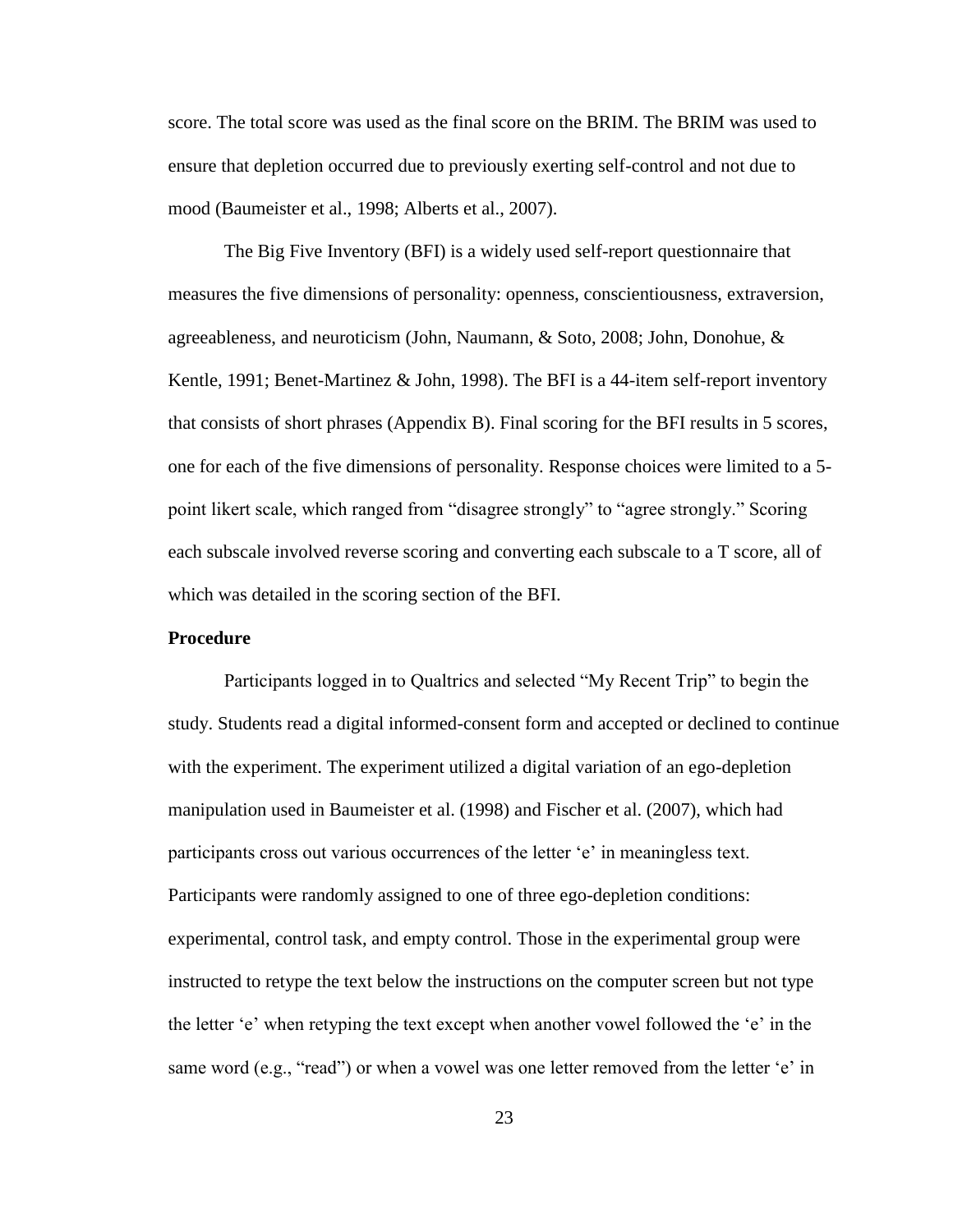score. The total score was used as the final score on the BRIM. The BRIM was used to ensure that depletion occurred due to previously exerting self-control and not due to mood (Baumeister et al., 1998; Alberts et al., 2007).

The Big Five Inventory (BFI) is a widely used self-report questionnaire that measures the five dimensions of personality: openness, conscientiousness, extraversion, agreeableness, and neuroticism (John, Naumann, & Soto, 2008; John, Donohue, & Kentle, 1991; Benet-Martinez & John, 1998). The BFI is a 44-item self-report inventory that consists of short phrases (Appendix B). Final scoring for the BFI results in 5 scores, one for each of the five dimensions of personality. Response choices were limited to a 5-point likert scale, which ranged from "disagree strongly" to "agree strongly." Scoring each subscale involved reverse scoring and converting each subscale to a T score, all of which was detailed in the scoring section of the BFI.

**Procedure**

Participants logged in to Qualtrics and selected "My Recent Trip" to begin the study. Students read a digital informed-consent form and accepted or declined to continue with the experiment. The experiment utilized a digital variation of an ego-depletion manipulation used in Baumeister et al. (1998) and Fischer et al. (2007), which had participants cross out various occurrences of the letter 'e' in meaningless text. Participants were randomly assigned to one of three ego-depletion conditions: experimental, control task, and empty control. Those in the experimental group were instructed to retype the text below the instructions on the computer screen but not type the letter 'e' when retyping the text except when another vowel followed the 'e' in the same word (e.g., "read") or when a vowel was one letter removed from the letter 'e' in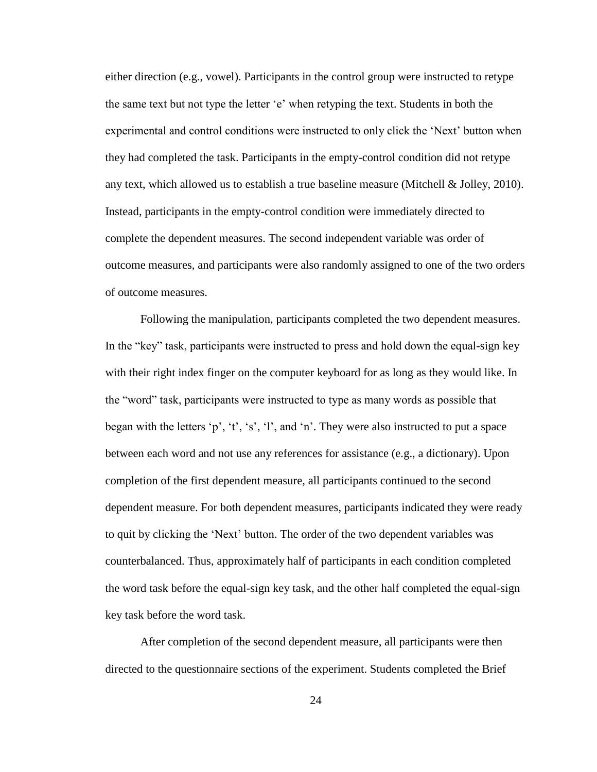either direction (e.g., vowel). Participants in the control group were instructed to retype the same text but not type the letter 'e' when retyping the text. Students in both the experimental and control conditions were instructed to only click the 'Next' button when they had completed the task. Participants in the empty-control condition did not retype any text, which allowed us to establish a true baseline measure (Mitchell & Jolley, 2010). Instead, participants in the empty-control condition were immediately directed to complete the dependent measures. The second independent variable was order of outcome measures, and participants were also randomly assigned to one of the two orders of outcome measures.

Following the manipulation, participants completed the two dependent measures. In the "key" task, participants were instructed to press and hold down the equal-sign key with their right index finger on the computer keyboard for as long as they would like. In the "word" task, participants were instructed to type as many words as possible that began with the letters 'p', 't', 's', 'l', and 'n'. They were also instructed to put a space between each word and not use any references for assistance (e.g., a dictionary). Upon completion of the first dependent measure, all participants continued to the second dependent measure. For both dependent measures, participants indicated they were ready to quit by clicking the 'Next' button. The order of the two dependent variables was counterbalanced. Thus, approximately half of participants in each condition completed the word task before the equal-sign key task, and the other half completed the equal-sign key task before the word task.

After completion of the second dependent measure, all participants were then directed to the questionnaire sections of the experiment. Students completed the Brief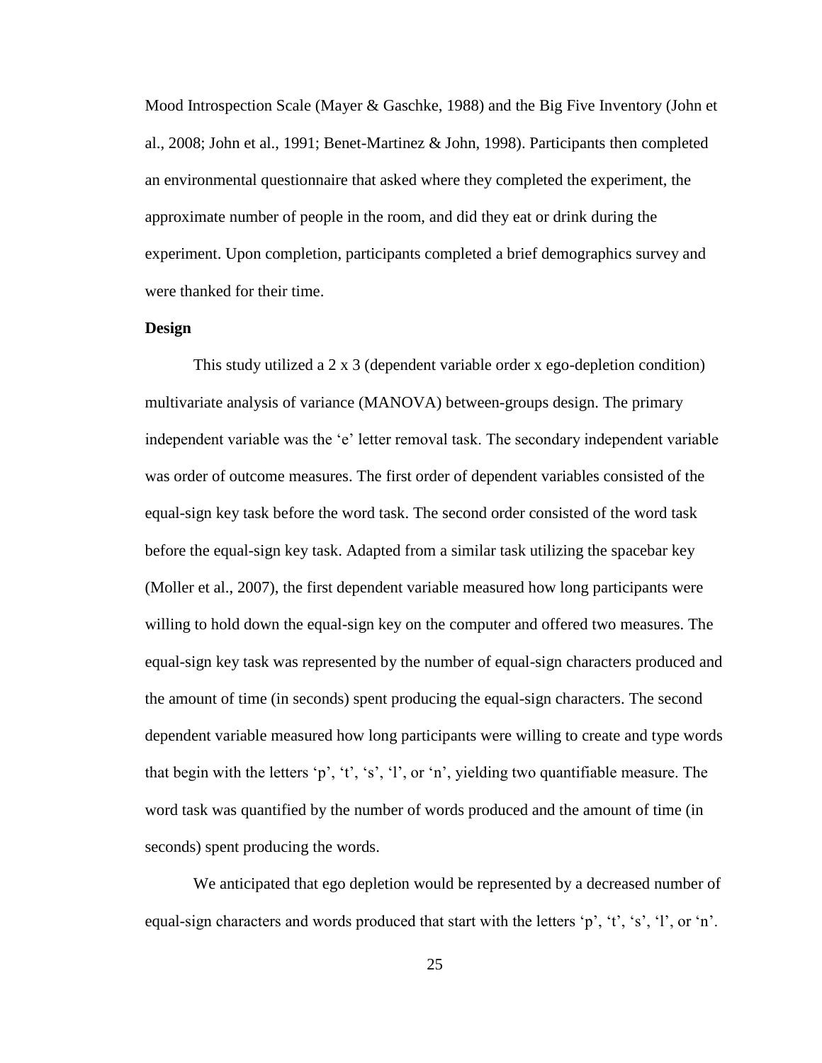Mood Introspection Scale (Mayer & Gaschke, 1988) and the Big Five Inventory (John et al., 2008; John et al., 1991; Benet-Martinez & John, 1998). Participants then completed an environmental questionnaire that asked where they completed the experiment, the approximate number of people in the room, and did they eat or drink during the experiment. Upon completion, participants completed a brief demographics survey and were thanked for their time.

**Design**

This study utilized a 2 x 3 (dependent variable order x ego-depletion condition) multivariate analysis of variance (MANOVA) between-groups design. The primary independent variable was the 'e' letter removal task. The secondary independent variable was order of outcome measures. The first order of dependent variables consisted of the equal-sign key task before the word task. The second order consisted of the word task before the equal-sign key task. Adapted from a similar task utilizing the spacebar key (Moller et al., 2007), the first dependent variable measured how long participants were willing to hold down the equal-sign key on the computer and offered two measures. The equal-sign key task was represented by the number of equal-sign characters produced and the amount of time (in seconds) spent producing the equal-sign characters. The second dependent variable measured how long participants were willing to create and type words that begin with the letters 'p', 't', 's', 'l', or 'n', yielding two quantifiable measure. The word task was quantified by the number of words produced and the amount of time (in seconds) spent producing the words.

We anticipated that ego depletion would be represented by a decreased number of equal-sign characters and words produced that start with the letters 'p', 't', 's', 'l', or 'n'.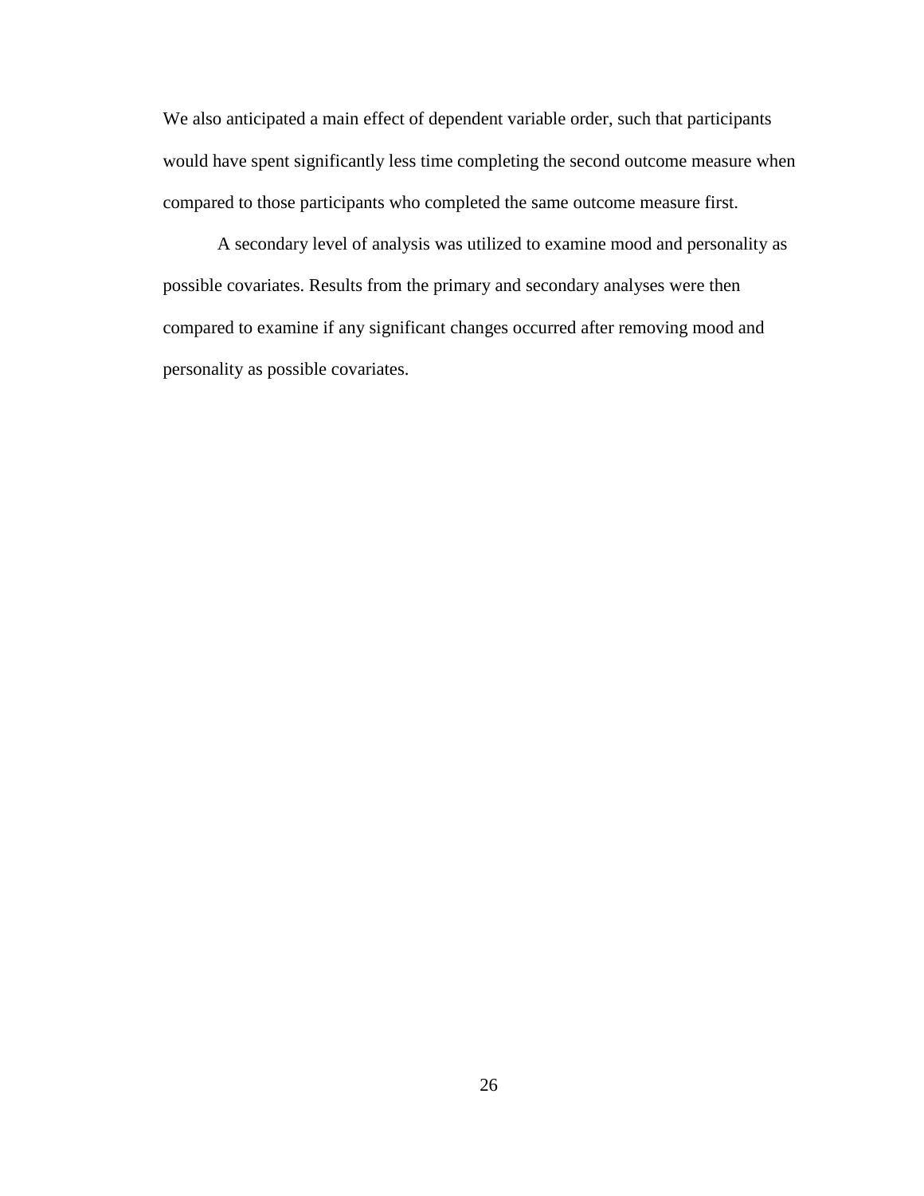We also anticipated a main effect of dependent variable order, such that participants would have spent significantly less time completing the second outcome measure when compared to those participants who completed the same outcome measure first.

A secondary level of analysis was utilized to examine mood and personality as possible covariates. Results from the primary and secondary analyses were then compared to examine if any significant changes occurred after removing mood and personality as possible covariates.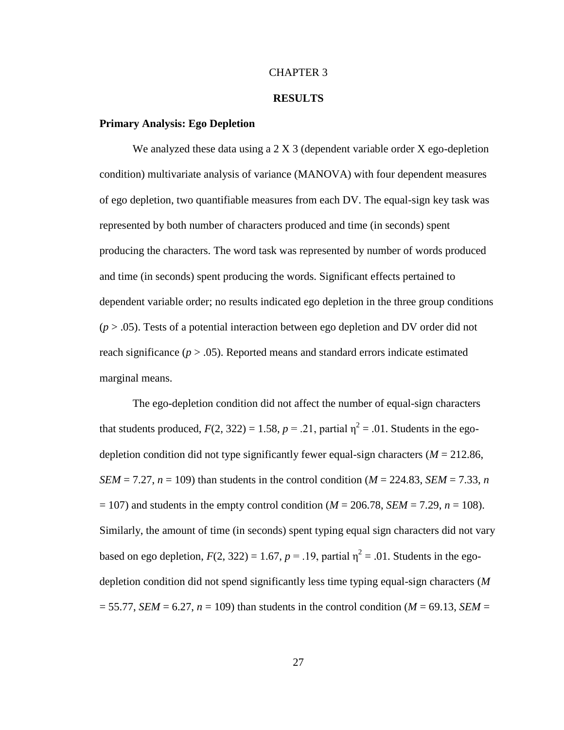# CHAPTER 3

## RESULTS

### Primary Analysis: Ego Depletion

We analyzed these data using a 2 X 3 (dependent variable order X ego-depletion condition) multivariate analysis of variance (MANOVA) with four dependent measures of ego depletion, two quantifiable measures from each DV. The equal-sign key task was represented by both number of characters produced and time (in seconds) spent producing the characters. The word task was represented by number of words produced and time (in seconds) spent producing the words. Significant effects pertained to dependent variable order; no results indicated ego depletion in the three group conditions ($p > .05$). Tests of a potential interaction between ego depletion and DV order did not reach significance ($p > .05$). Reported means and standard errors indicate estimated marginal means.

The ego-depletion condition did not affect the number of equal-sign characters that students produced, $F(2, 322) = 1.58$, $p = .21$, partial $\eta^2 = .01$. Students in the ego-depletion condition did not type significantly fewer equal-sign characters ($M = 212.86$, $SEM = 7.27$, $n = 109$) than students in the control condition ($M = 224.83$, $SEM = 7.33$, $n = 107$) and students in the empty control condition ($M = 206.78$, $SEM = 7.29$, $n = 108$). Similarly, the amount of time (in seconds) spent typing equal sign characters did not vary based on ego depletion, $F(2, 322) = 1.67$, $p = .19$, partial $\eta^2 = .01$. Students in the ego-depletion condition did not spend significantly less time typing equal-sign characters ($M = 55.77$, $SEM = 6.27$, $n = 109$) than students in the control condition ($M = 69.13$, $SEM =$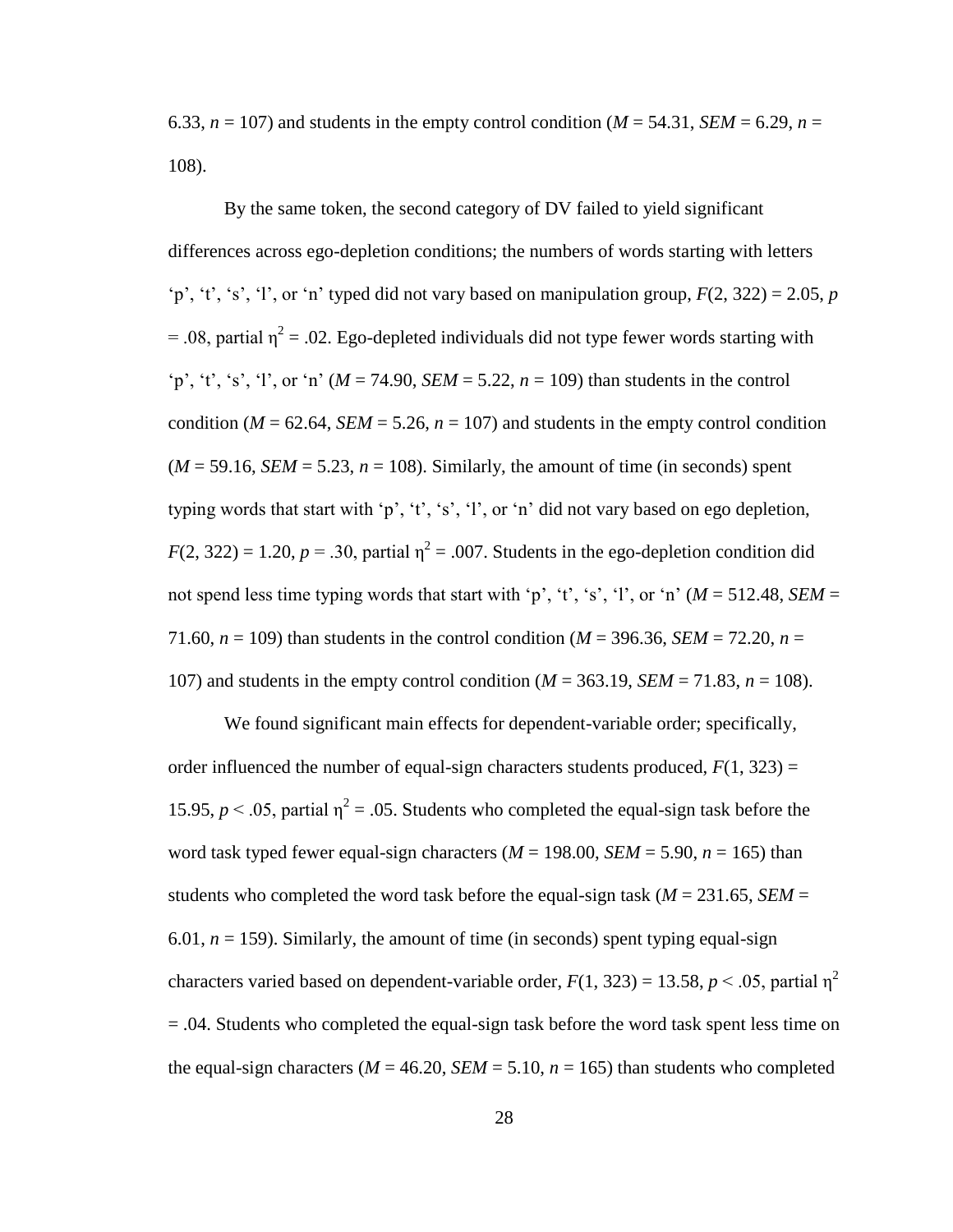6.33, $n = 107$) and students in the empty control condition ($M = 54.31$, $SEM = 6.29$, $n = 108$).

By the same token, the second category of DV failed to yield significant differences across ego-depletion conditions; the numbers of words starting with letters 'p', 't', 's', 'l', or 'n' typed did not vary based on manipulation group, $F(2, 322) = 2.05$, $p = .08$, partial $\eta^2 = .02$. Ego-depleted individuals did not type fewer words starting with 'p', 't', 's', 'l', or 'n' ($M = 74.90$, $SEM = 5.22$, $n = 109$) than students in the control condition ($M = 62.64$, $SEM = 5.26$, $n = 107$) and students in the empty control condition ($M = 59.16$, $SEM = 5.23$, $n = 108$). Similarly, the amount of time (in seconds) spent typing words that start with 'p', 't', 's', 'l', or 'n' did not vary based on ego depletion, $F(2, 322) = 1.20$, $p = .30$, partial $\eta^2 = .007$. Students in the ego-depletion condition did not spend less time typing words that start with 'p', 't', 's', 'l', or 'n' ($M = 512.48$, $SEM = 71.60$, $n = 109$) than students in the control condition ($M = 396.36$, $SEM = 72.20$, $n = 107$) and students in the empty control condition ($M = 363.19$, $SEM = 71.83$, $n = 108$).

We found significant main effects for dependent-variable order; specifically, order influenced the number of equal-sign characters students produced, $F(1, 323) = 15.95$, $p < .05$, partial $\eta^2 = .05$. Students who completed the equal-sign task before the word task typed fewer equal-sign characters ($M = 198.00$, $SEM = 5.90$, $n = 165$) than students who completed the word task before the equal-sign task ($M = 231.65$, $SEM = 6.01$, $n = 159$). Similarly, the amount of time (in seconds) spent typing equal-sign characters varied based on dependent-variable order, $F(1, 323) = 13.58$, $p < .05$, partial $\eta^2 = .04$. Students who completed the equal-sign task before the word task spent less time on the equal-sign characters ($M = 46.20$, $SEM = 5.10$, $n = 165$) than students who completed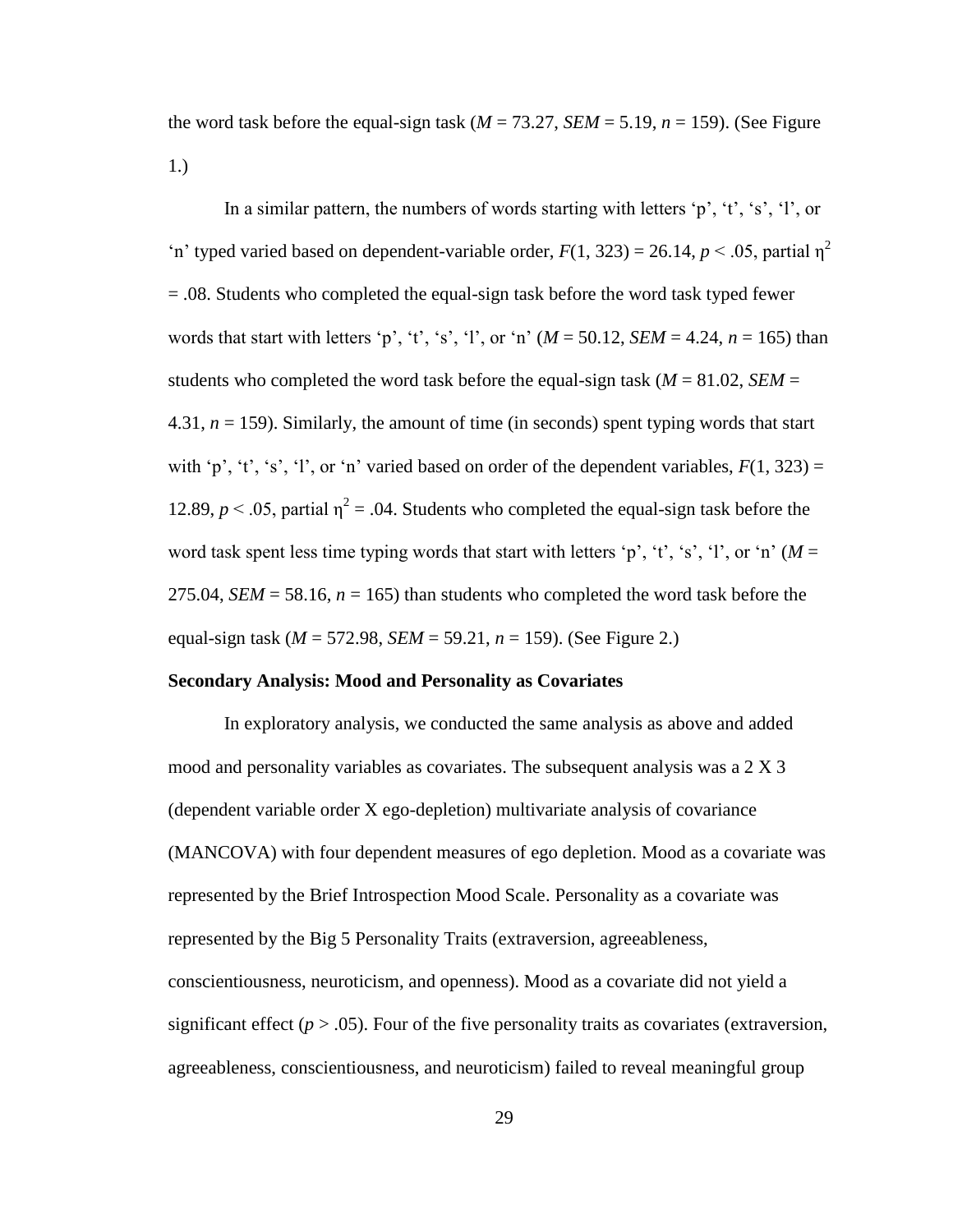the word task before the equal-sign task ($M$ = 73.27, $SEM$ = 5.19, $n$ = 159). (See Figure 1.)

In a similar pattern, the numbers of words starting with letters 'p', 't', 's', 'l', or 'n' typed varied based on dependent-variable order, $F(1, 323) = 26.14$, $p < .05$, partial $\eta^2 = .08$. Students who completed the equal-sign task before the word task typed fewer words that start with letters 'p', 't', 's', 'l', or 'n' ($M$ = 50.12, $SEM$ = 4.24, $n$ = 165) than students who completed the word task before the equal-sign task ($M$ = 81.02, $SEM$ = 4.31, $n$ = 159). Similarly, the amount of time (in seconds) spent typing words that start with 'p', 't', 's', 'l', or 'n' varied based on order of the dependent variables, $F(1, 323) = 12.89$, $p < .05$, partial $\eta^2 = .04$. Students who completed the equal-sign task before the word task spent less time typing words that start with letters 'p', 't', 's', 'l', or 'n' ($M$ = 275.04, $SEM$ = 58.16, $n$ = 165) than students who completed the word task before the equal-sign task ($M$ = 572.98, $SEM$ = 59.21, $n$ = 159). (See Figure 2.)

**Secondary Analysis: Mood and Personality as Covariates**

In exploratory analysis, we conducted the same analysis as above and added mood and personality variables as covariates. The subsequent analysis was a 2 X 3 (dependent variable order X ego-depletion) multivariate analysis of covariance (MANCOVA) with four dependent measures of ego depletion. Mood as a covariate was represented by the Brief Introspection Mood Scale. Personality as a covariate was represented by the Big 5 Personality Traits (extraversion, agreeableness, conscientiousness, neuroticism, and openness). Mood as a covariate did not yield a significant effect ($p > .05$). Four of the five personality traits as covariates (extraversion, agreeableness, conscientiousness, and neuroticism) failed to reveal meaningful group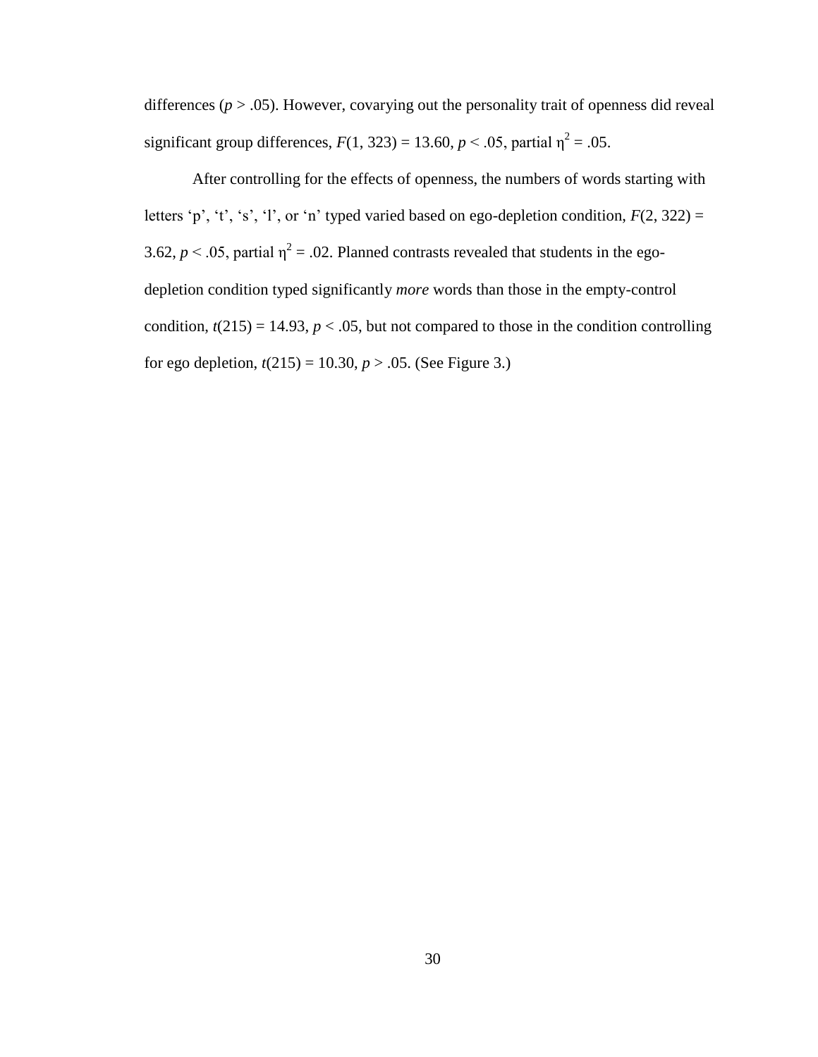differences ($p > .05$). However, covarying out the personality trait of openness did reveal significant group differences, $F(1, 323) = 13.60$, $p < .05$, partial $\eta^2 = .05$.

After controlling for the effects of openness, the numbers of words starting with letters ‘p’, ‘t’, ‘s’, ‘l’, or ‘n’ typed varied based on ego-depletion condition, $F(2, 322) = 3.62$, $p < .05$, partial $\eta^2 = .02$. Planned contrasts revealed that students in the ego-depletion condition typed significantly *more* words than those in the empty-control condition, $t(215) = 14.93$, $p < .05$, but not compared to those in the condition controlling for ego depletion, $t(215) = 10.30$, $p > .05$. (See Figure 3.)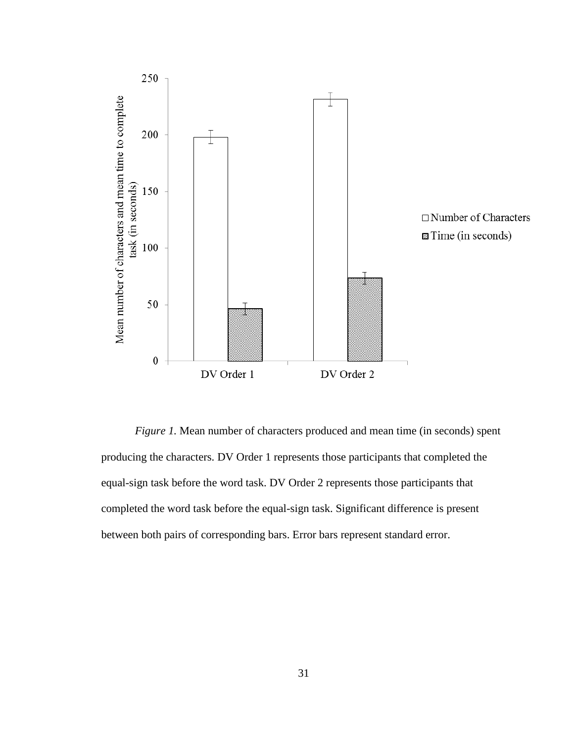*Figure 1.* Mean number of characters produced and mean time (in seconds) spent producing the characters. DV Order 1 represents those participants that completed the equal-sign task before the word task. DV Order 2 represents those participants that completed the word task before the equal-sign task. Significant difference is present between both pairs of corresponding bars. Error bars represent standard error.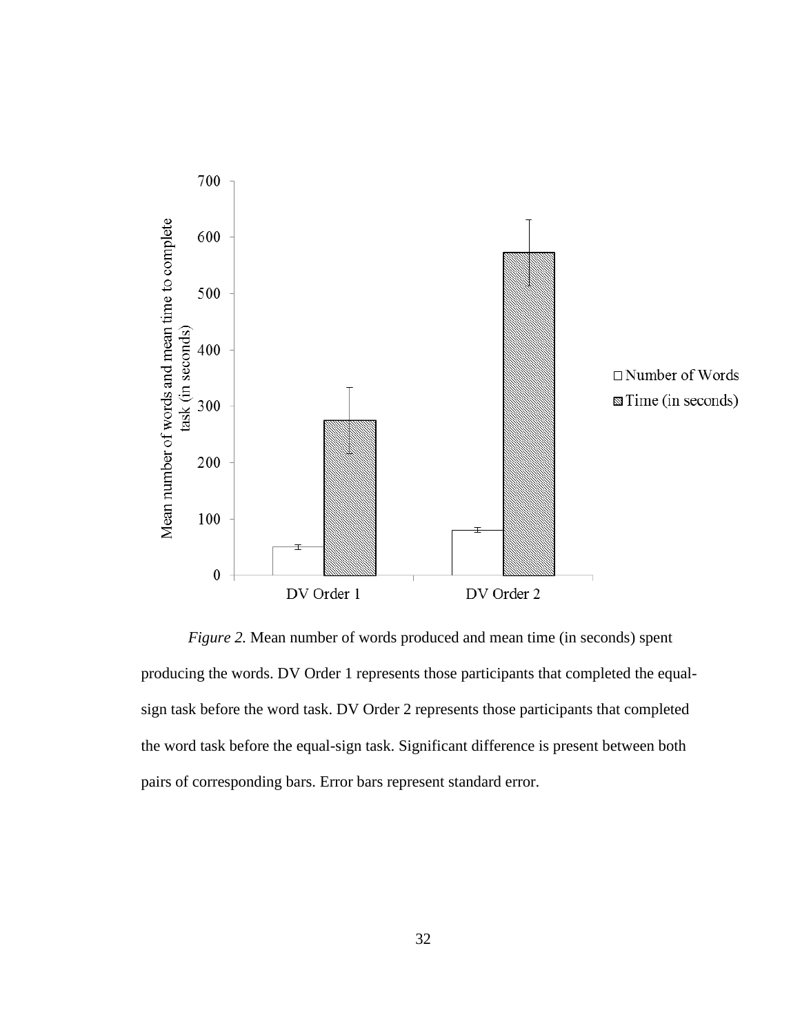*Figure 2.* Mean number of words produced and mean time (in seconds) spent producing the words. DV Order 1 represents those participants that completed the equal-sign task before the word task. DV Order 2 represents those participants that completed the word task before the equal-sign task. Significant difference is present between both pairs of corresponding bars. Error bars represent standard error.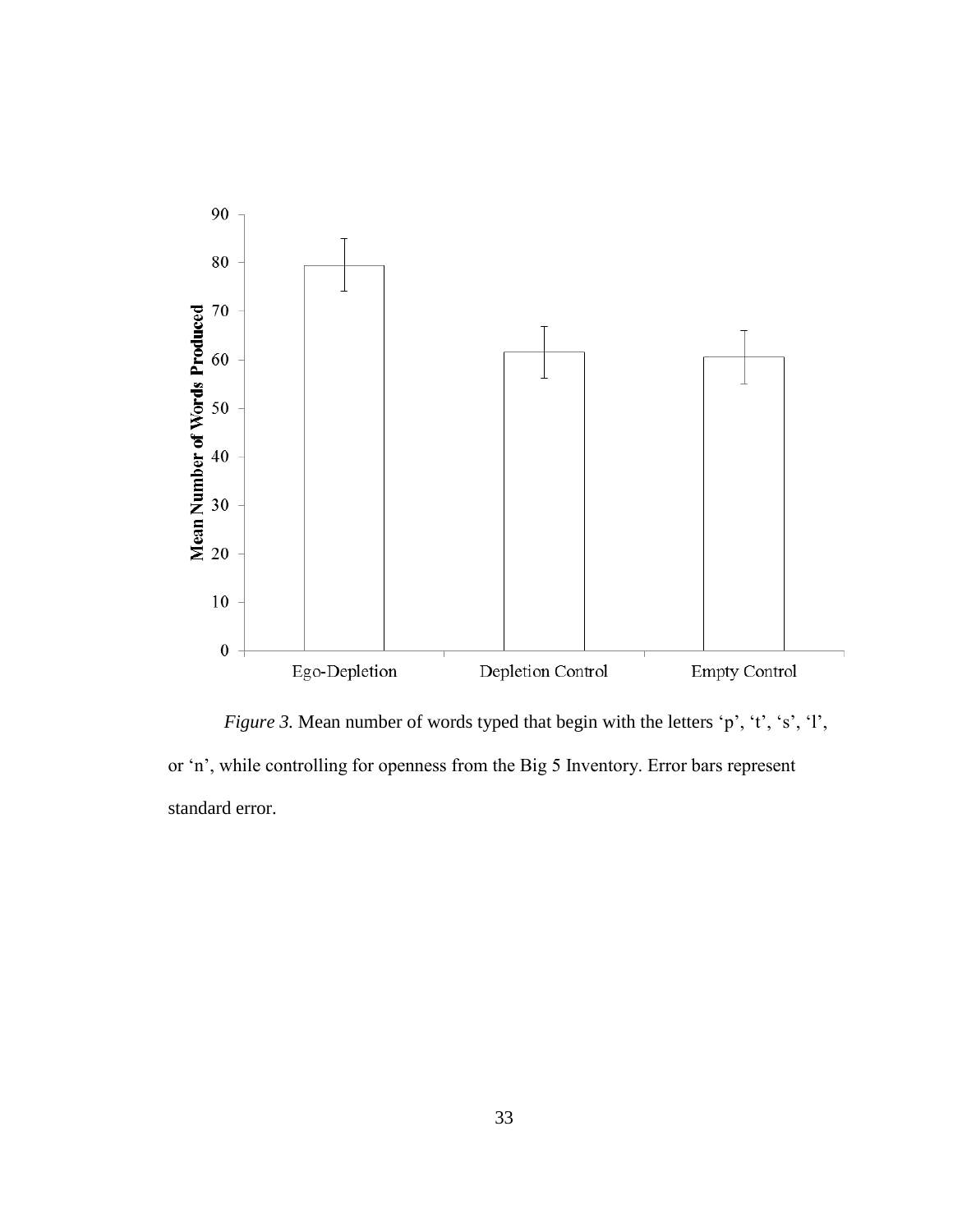*Figure 3.* Mean number of words typed that begin with the letters 'p', 't', 's', 'l', or 'n', while controlling for openness from the Big 5 Inventory. Error bars represent standard error.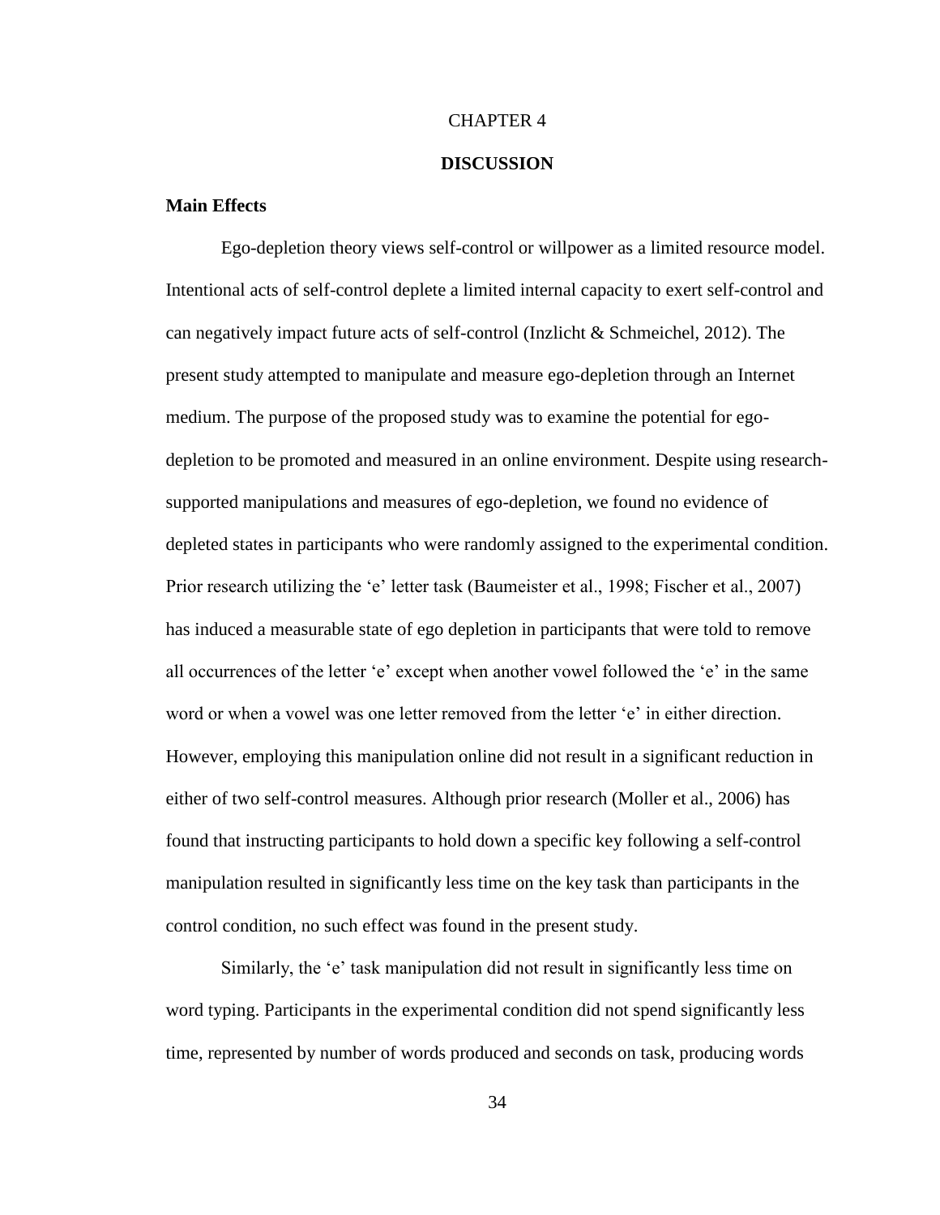# CHAPTER 4

## DISCUSSION

### Main Effects

Ego-depletion theory views self-control or willpower as a limited resource model. Intentional acts of self-control deplete a limited internal capacity to exert self-control and can negatively impact future acts of self-control (Inzlicht & Schmeichel, 2012). The present study attempted to manipulate and measure ego-depletion through an Internet medium. The purpose of the proposed study was to examine the potential for ego-depletion to be promoted and measured in an online environment. Despite using research-supported manipulations and measures of ego-depletion, we found no evidence of depleted states in participants who were randomly assigned to the experimental condition. Prior research utilizing the 'e' letter task (Baumeister et al., 1998; Fischer et al., 2007) has induced a measurable state of ego depletion in participants that were told to remove all occurrences of the letter 'e' except when another vowel followed the 'e' in the same word or when a vowel was one letter removed from the letter 'e' in either direction. However, employing this manipulation online did not result in a significant reduction in either of two self-control measures. Although prior research (Moller et al., 2006) has found that instructing participants to hold down a specific key following a self-control manipulation resulted in significantly less time on the key task than participants in the control condition, no such effect was found in the present study.

Similarly, the 'e' task manipulation did not result in significantly less time on word typing. Participants in the experimental condition did not spend significantly less time, represented by number of words produced and seconds on task, producing words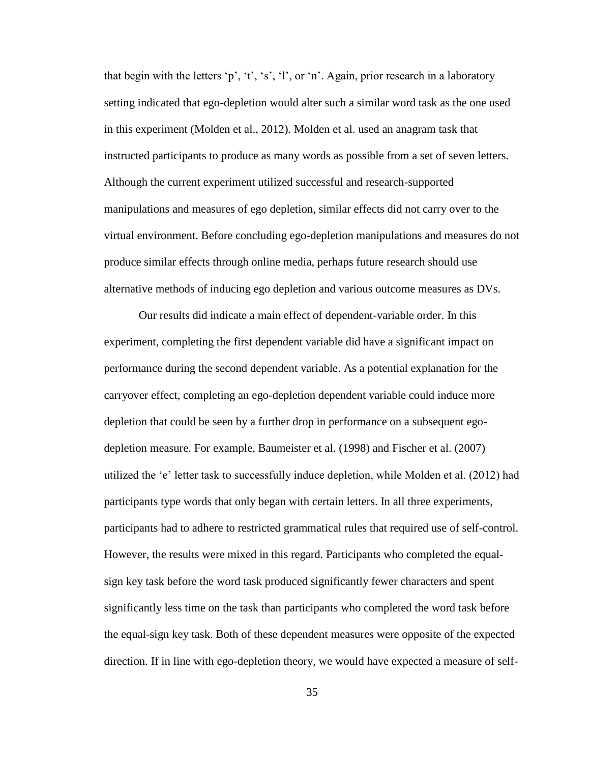that begin with the letters 'p', 't', 's', 'l', or 'n'. Again, prior research in a laboratory setting indicated that ego-depletion would alter such a similar word task as the one used in this experiment (Molden et al., 2012). Molden et al. used an anagram task that instructed participants to produce as many words as possible from a set of seven letters. Although the current experiment utilized successful and research-supported manipulations and measures of ego depletion, similar effects did not carry over to the virtual environment. Before concluding ego-depletion manipulations and measures do not produce similar effects through online media, perhaps future research should use alternative methods of inducing ego depletion and various outcome measures as DVs.

Our results did indicate a main effect of dependent-variable order. In this experiment, completing the first dependent variable did have a significant impact on performance during the second dependent variable. As a potential explanation for the carryover effect, completing an ego-depletion dependent variable could induce more depletion that could be seen by a further drop in performance on a subsequent ego-depletion measure. For example, Baumeister et al. (1998) and Fischer et al. (2007) utilized the 'e' letter task to successfully induce depletion, while Molden et al. (2012) had participants type words that only began with certain letters. In all three experiments, participants had to adhere to restricted grammatical rules that required use of self-control. However, the results were mixed in this regard. Participants who completed the equal-sign key task before the word task produced significantly fewer characters and spent significantly less time on the task than participants who completed the word task before the equal-sign key task. Both of these dependent measures were opposite of the expected direction. If in line with ego-depletion theory, we would have expected a measure of self-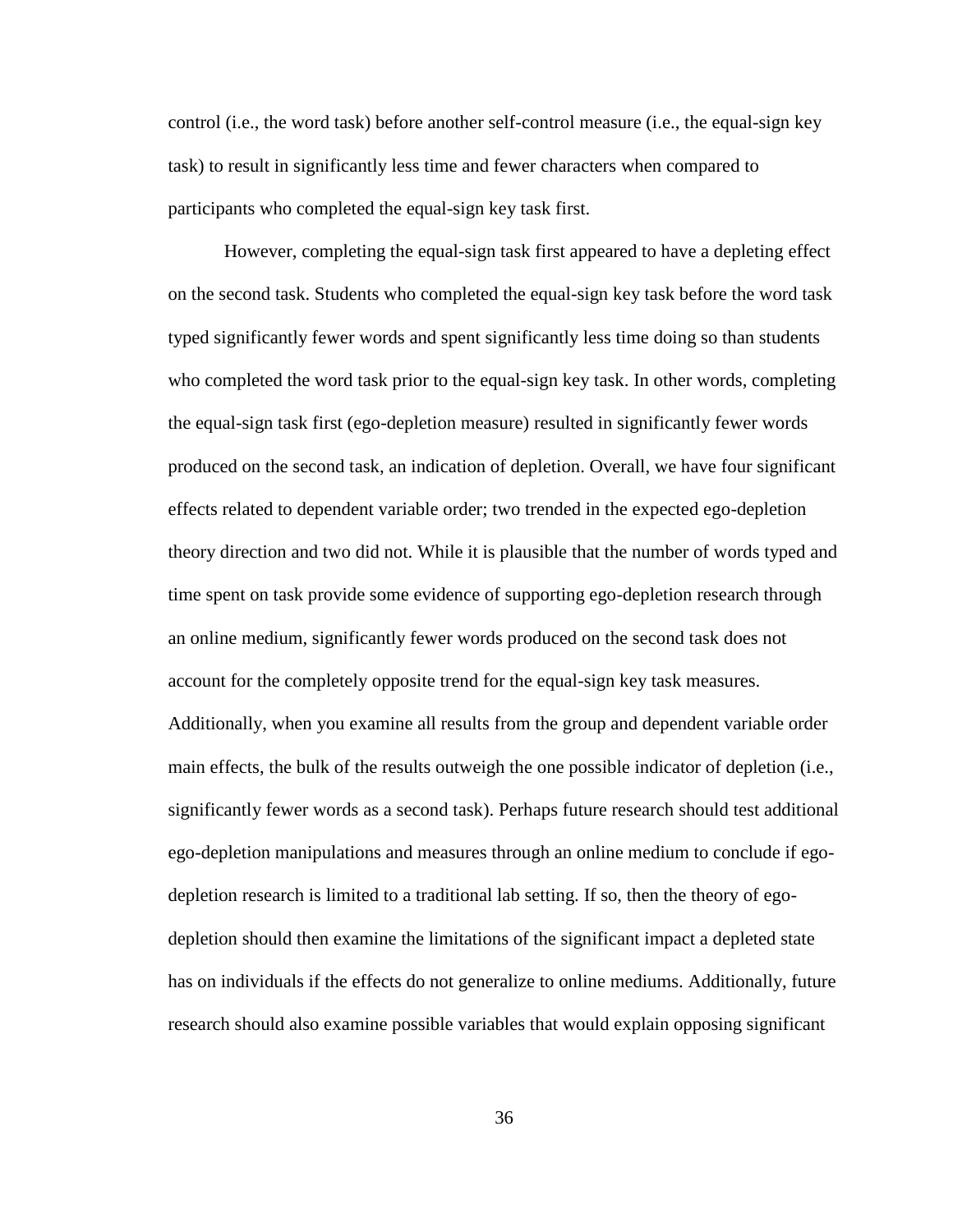control (i.e., the word task) before another self-control measure (i.e., the equal-sign key task) to result in significantly less time and fewer characters when compared to participants who completed the equal-sign key task first.

However, completing the equal-sign task first appeared to have a depleting effect on the second task. Students who completed the equal-sign key task before the word task typed significantly fewer words and spent significantly less time doing so than students who completed the word task prior to the equal-sign key task. In other words, completing the equal-sign task first (ego-depletion measure) resulted in significantly fewer words produced on the second task, an indication of depletion. Overall, we have four significant effects related to dependent variable order; two trended in the expected ego-depletion theory direction and two did not. While it is plausible that the number of words typed and time spent on task provide some evidence of supporting ego-depletion research through an online medium, significantly fewer words produced on the second task does not account for the completely opposite trend for the equal-sign key task measures. Additionally, when you examine all results from the group and dependent variable order main effects, the bulk of the results outweigh the one possible indicator of depletion (i.e., significantly fewer words as a second task). Perhaps future research should test additional ego-depletion manipulations and measures through an online medium to conclude if ego-depletion research is limited to a traditional lab setting. If so, then the theory of ego-depletion should then examine the limitations of the significant impact a depleted state has on individuals if the effects do not generalize to online mediums. Additionally, future research should also examine possible variables that would explain opposing significant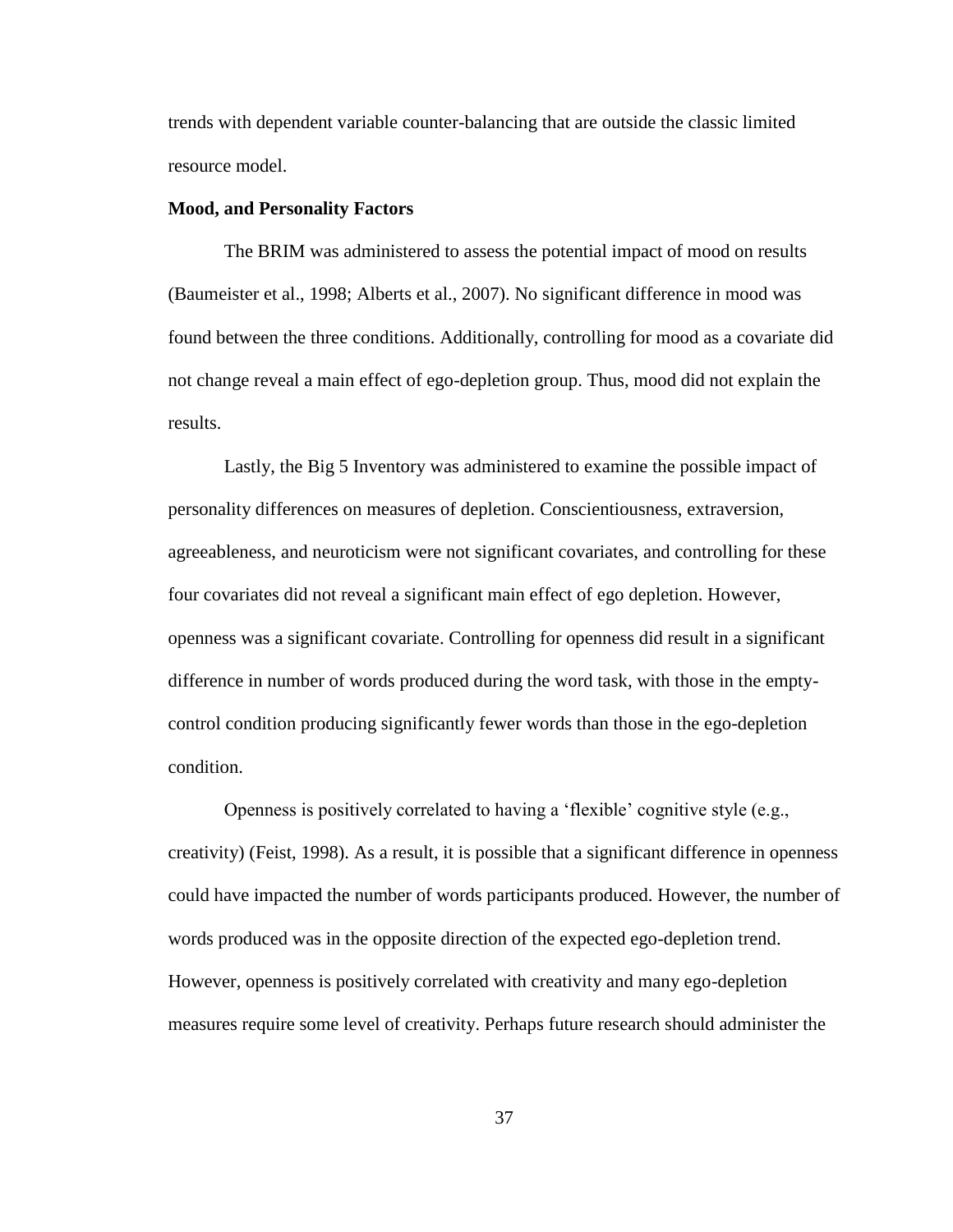trends with dependent variable counter-balancing that are outside the classic limited resource model.

**Mood, and Personality Factors**

The BRIM was administered to assess the potential impact of mood on results (Baumeister et al., 1998; Alberts et al., 2007). No significant difference in mood was found between the three conditions. Additionally, controlling for mood as a covariate did not change reveal a main effect of ego-depletion group. Thus, mood did not explain the results.

Lastly, the Big 5 Inventory was administered to examine the possible impact of personality differences on measures of depletion. Conscientiousness, extraversion, agreeableness, and neuroticism were not significant covariates, and controlling for these four covariates did not reveal a significant main effect of ego depletion. However, openness was a significant covariate. Controlling for openness did result in a significant difference in number of words produced during the word task, with those in the empty-control condition producing significantly fewer words than those in the ego-depletion condition.

Openness is positively correlated to having a 'flexible' cognitive style (e.g., creativity) (Feist, 1998). As a result, it is possible that a significant difference in openness could have impacted the number of words participants produced. However, the number of words produced was in the opposite direction of the expected ego-depletion trend. However, openness is positively correlated with creativity and many ego-depletion measures require some level of creativity. Perhaps future research should administer the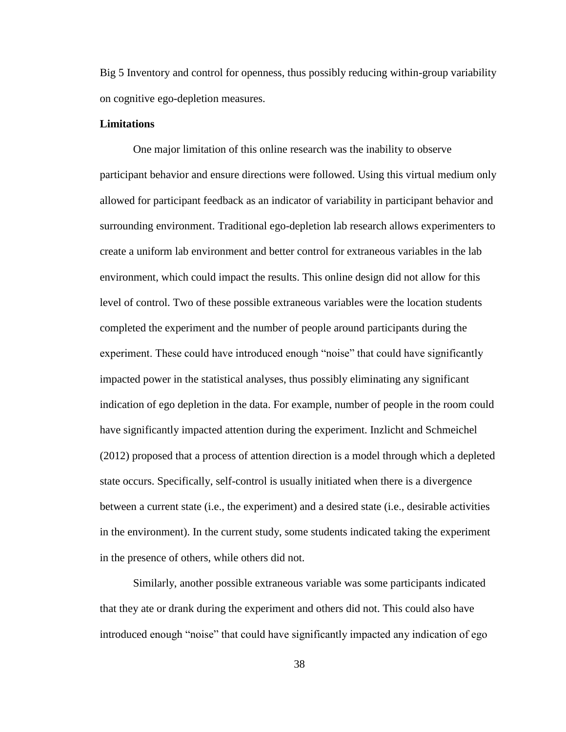Big 5 Inventory and control for openness, thus possibly reducing within-group variability on cognitive ego-depletion measures.

**Limitations**

One major limitation of this online research was the inability to observe participant behavior and ensure directions were followed. Using this virtual medium only allowed for participant feedback as an indicator of variability in participant behavior and surrounding environment. Traditional ego-depletion lab research allows experimenters to create a uniform lab environment and better control for extraneous variables in the lab environment, which could impact the results. This online design did not allow for this level of control. Two of these possible extraneous variables were the location students completed the experiment and the number of people around participants during the experiment. These could have introduced enough "noise" that could have significantly impacted power in the statistical analyses, thus possibly eliminating any significant indication of ego depletion in the data. For example, number of people in the room could have significantly impacted attention during the experiment. Inzlicht and Schmeichel (2012) proposed that a process of attention direction is a model through which a depleted state occurs. Specifically, self-control is usually initiated when there is a divergence between a current state (i.e., the experiment) and a desired state (i.e., desirable activities in the environment). In the current study, some students indicated taking the experiment in the presence of others, while others did not.

Similarly, another possible extraneous variable was some participants indicated that they ate or drank during the experiment and others did not. This could also have introduced enough "noise" that could have significantly impacted any indication of ego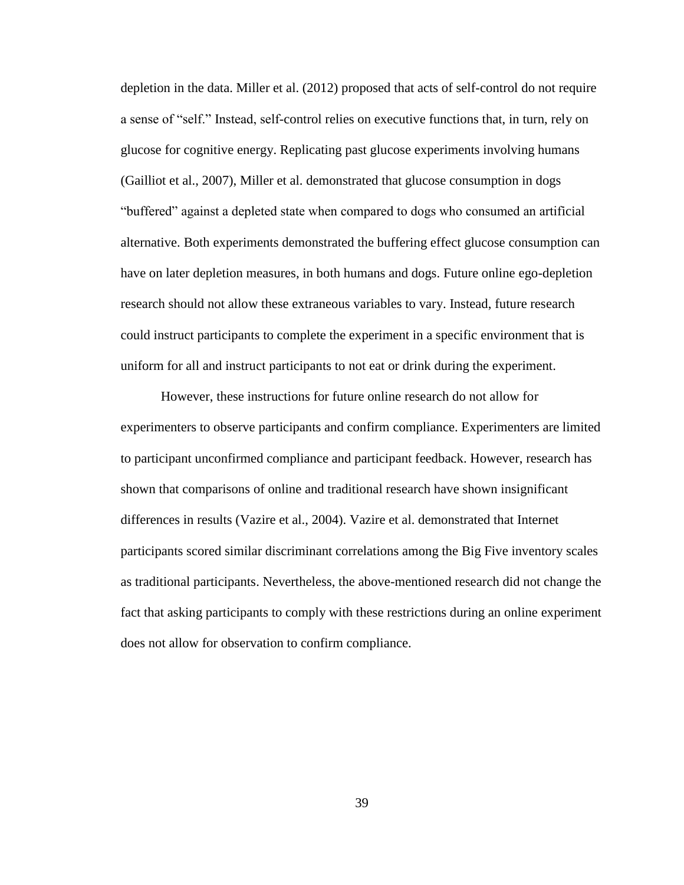depletion in the data. Miller et al. (2012) proposed that acts of self-control do not require a sense of "self." Instead, self-control relies on executive functions that, in turn, rely on glucose for cognitive energy. Replicating past glucose experiments involving humans (Gailliot et al., 2007), Miller et al. demonstrated that glucose consumption in dogs "buffered" against a depleted state when compared to dogs who consumed an artificial alternative. Both experiments demonstrated the buffering effect glucose consumption can have on later depletion measures, in both humans and dogs. Future online ego-depletion research should not allow these extraneous variables to vary. Instead, future research could instruct participants to complete the experiment in a specific environment that is uniform for all and instruct participants to not eat or drink during the experiment.

However, these instructions for future online research do not allow for experimenters to observe participants and confirm compliance. Experimenters are limited to participant unconfirmed compliance and participant feedback. However, research has shown that comparisons of online and traditional research have shown insignificant differences in results (Vazire et al., 2004). Vazire et al. demonstrated that Internet participants scored similar discriminant correlations among the Big Five inventory scales as traditional participants. Nevertheless, the above-mentioned research did not change the fact that asking participants to comply with these restrictions during an online experiment does not allow for observation to confirm compliance.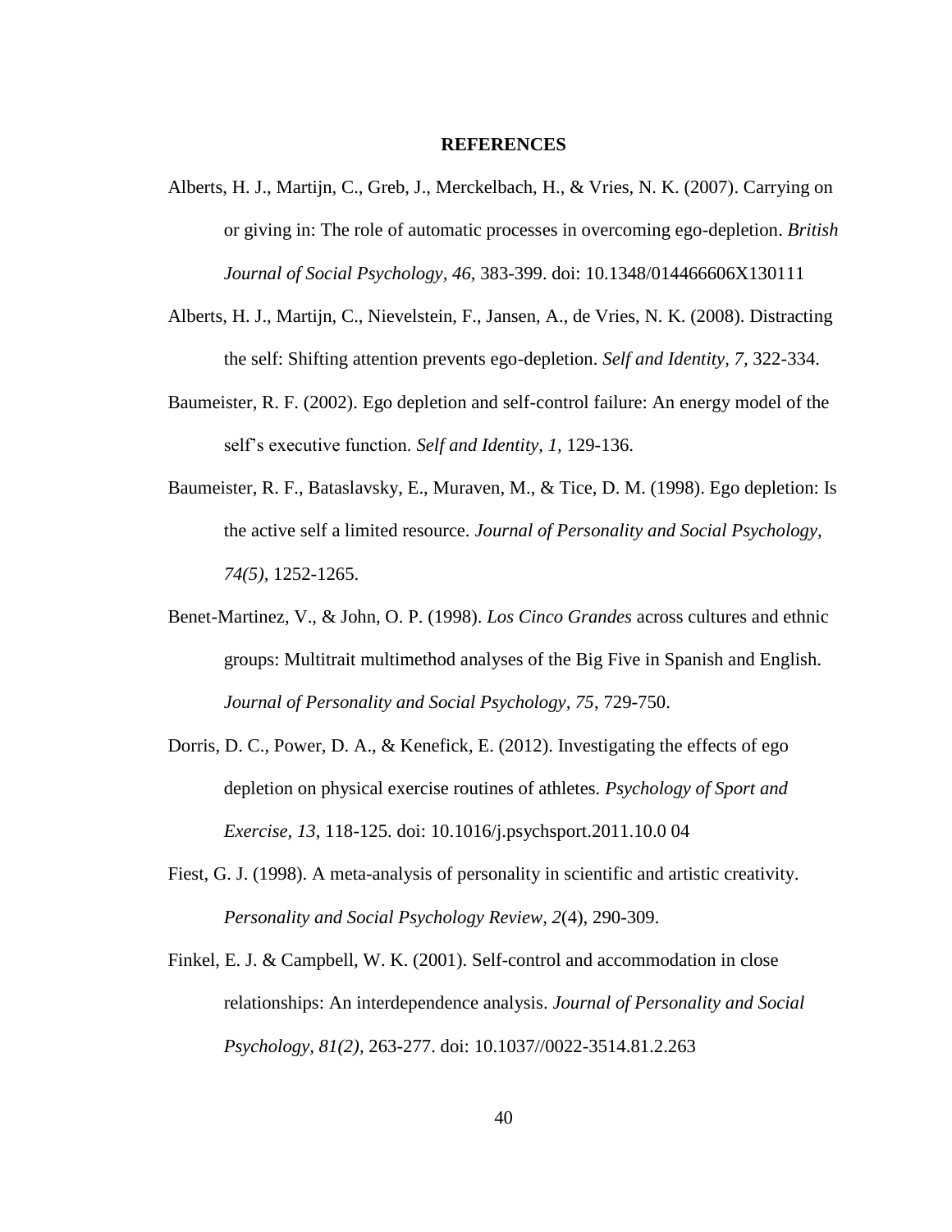# REFERENCES

Alberts, H. J., Martijn, C., Greb, J., Merckelbach, H., & Vries, N. K. (2007). Carrying on or giving in: The role of automatic processes in overcoming ego-depletion. *British Journal of Social Psychology, 46,* 383-399. doi: 10.1348/014466606X130111

Alberts, H. J., Martijn, C., Nievelstein, F., Jansen, A., de Vries, N. K. (2008). Distracting the self: Shifting attention prevents ego-depletion. *Self and Identity, 7,* 322-334.

Baumeister, R. F. (2002). Ego depletion and self-control failure: An energy model of the self's executive function. *Self and Identity, 1,* 129-136.

Baumeister, R. F., Bataslavsky, E., Muraven, M., & Tice, D. M. (1998). Ego depletion: Is the active self a limited resource. *Journal of Personality and Social Psychology, 74(5),* 1252-1265.

Benet-Martinez, V., & John, O. P. (1998). *Los Cinco Grandes* across cultures and ethnic groups: Multitrait multimethod analyses of the Big Five in Spanish and English. *Journal of Personality and Social Psychology, 75*, 729-750.

Dorris, D. C., Power, D. A., & Kenefick, E. (2012). Investigating the effects of ego depletion on physical exercise routines of athletes. *Psychology of Sport and Exercise, 13*, 118-125. doi: 10.1016/j.psychsport.2011.10.0 04

Fiest, G. J. (1998). A meta-analysis of personality in scientific and artistic creativity. *Personality and Social Psychology Review, 2*(4), 290-309.

Finkel, E. J. & Campbell, W. K. (2001). Self-control and accommodation in close relationships: An interdependence analysis. *Journal of Personality and Social Psychology, 81(2),* 263-277. doi: 10.1037//0022-3514.81.2.263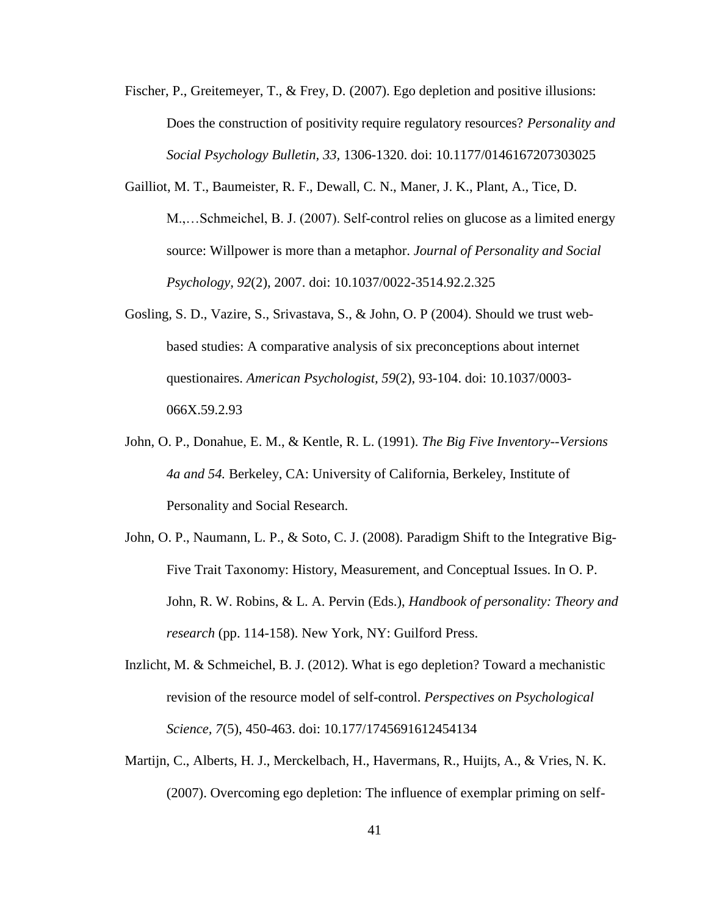Fischer, P., Greitemeyer, T., & Frey, D. (2007). Ego depletion and positive illusions: Does the construction of positivity require regulatory resources? *Personality and Social Psychology Bulletin*, *33*, 1306-1320. doi: 10.1177/0146167207303025

Gailliot, M. T., Baumeister, R. F., Dewall, C. N., Maner, J. K., Plant, A., Tice, D. M.,…Schmeichel, B. J. (2007). Self-control relies on glucose as a limited energy source: Willpower is more than a metaphor. *Journal of Personality and Social Psychology*, *92*(2), 2007. doi: 10.1037/0022-3514.92.2.325

Gosling, S. D., Vazire, S., Srivastava, S., & John, O. P (2004). Should we trust web-based studies: A comparative analysis of six preconceptions about internet questionaires. *American Psychologist, 59*(2), 93-104. doi: 10.1037/0003-066X.59.2.93

John, O. P., Donahue, E. M., & Kentle, R. L. (1991). *The Big Five Inventory--Versions 4a and 54.* Berkeley, CA: University of California, Berkeley, Institute of Personality and Social Research.

John, O. P., Naumann, L. P., & Soto, C. J. (2008). Paradigm Shift to the Integrative Big-Five Trait Taxonomy: History, Measurement, and Conceptual Issues. In O. P. John, R. W. Robins, & L. A. Pervin (Eds.), *Handbook of personality: Theory and research* (pp. 114-158). New York, NY: Guilford Press.

Inzlicht, M. & Schmeichel, B. J. (2012). What is ego depletion? Toward a mechanistic revision of the resource model of self-control. *Perspectives on Psychological Science, 7*(5), 450-463. doi: 10.177/1745691612454134

Martijn, C., Alberts, H. J., Merckelbach, H., Havermans, R., Huijts, A., & Vries, N. K. (2007). Overcoming ego depletion: The influence of exemplar priming on self-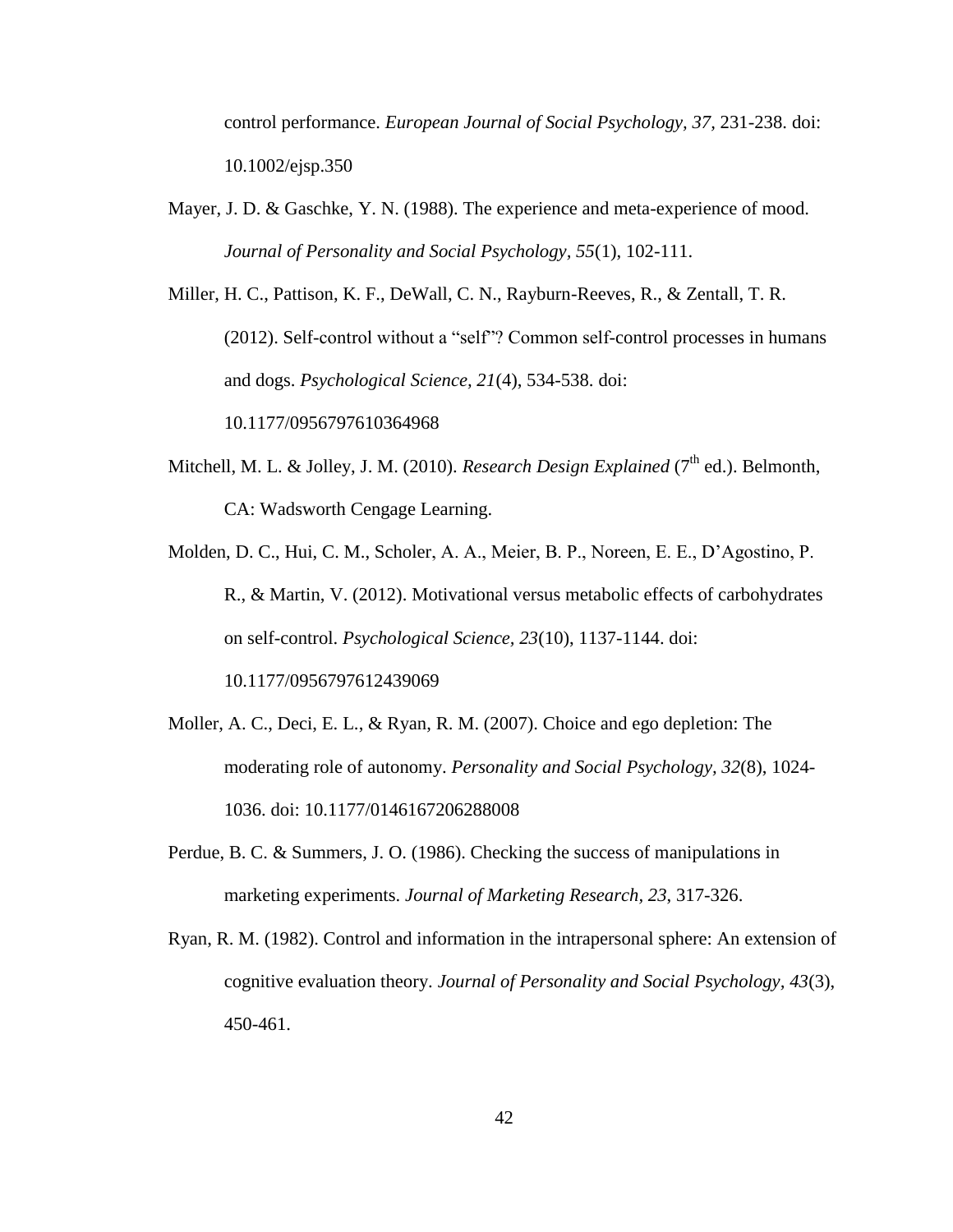control performance. *European Journal of Social Psychology, 37*, 231-238. doi: 10.1002/ejsp.350

Mayer, J. D. & Gaschke, Y. N. (1988). The experience and meta-experience of mood. *Journal of Personality and Social Psychology, 55*(1), 102-111.

Miller, H. C., Pattison, K. F., DeWall, C. N., Rayburn-Reeves, R., & Zentall, T. R. (2012). Self-control without a "self"? Common self-control processes in humans and dogs. *Psychological Science, 21*(4), 534-538. doi: 10.1177/0956797610364968

Mitchell, M. L. & Jolley, J. M. (2010). *Research Design Explained* (7th ed.). Belmonth, CA: Wadsworth Cengage Learning.

Molden, D. C., Hui, C. M., Scholer, A. A., Meier, B. P., Noreen, E. E., D'Agostino, P. R., & Martin, V. (2012). Motivational versus metabolic effects of carbohydrates on self-control. *Psychological Science, 23*(10), 1137-1144. doi: 10.1177/0956797612439069

Moller, A. C., Deci, E. L., & Ryan, R. M. (2007). Choice and ego depletion: The moderating role of autonomy. *Personality and Social Psychology, 32*(8), 1024-1036. doi: 10.1177/0146167206288008

Perdue, B. C. & Summers, J. O. (1986). Checking the success of manipulations in marketing experiments. *Journal of Marketing Research, 23*, 317-326.

Ryan, R. M. (1982). Control and information in the intrapersonal sphere: An extension of cognitive evaluation theory. *Journal of Personality and Social Psychology, 43*(3), 450-461.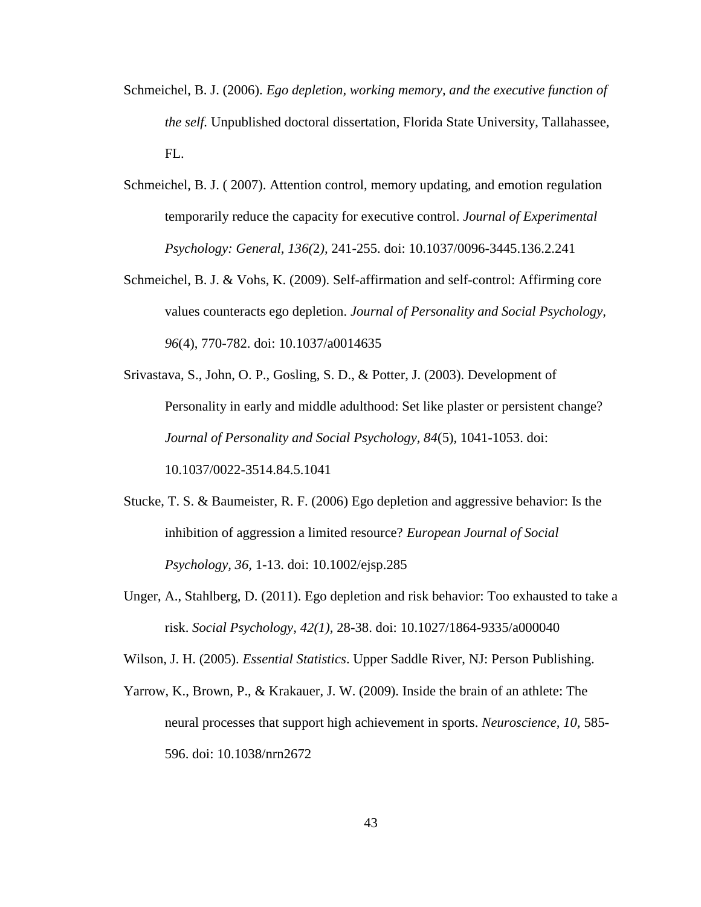Schmeichel, B. J. (2006). *Ego depletion, working memory, and the executive function of the self.* Unpublished doctoral dissertation, Florida State University, Tallahassee, FL.

Schmeichel, B. J. ( 2007). Attention control, memory updating, and emotion regulation temporarily reduce the capacity for executive control. *Journal of Experimental Psychology: General, 136(*2*),* 241-255. doi: 10.1037/0096-3445.136.2.241

Schmeichel, B. J. & Vohs, K. (2009). Self-affirmation and self-control: Affirming core values counteracts ego depletion. *Journal of Personality and Social Psychology, 96*(4), 770-782. doi: 10.1037/a0014635

Srivastava, S., John, O. P., Gosling, S. D., & Potter, J. (2003). Development of Personality in early and middle adulthood: Set like plaster or persistent change? *Journal of Personality and Social Psychology, 84*(5), 1041-1053. doi: 10.1037/0022-3514.84.5.1041

Stucke, T. S. & Baumeister, R. F. (2006) Ego depletion and aggressive behavior: Is the inhibition of aggression a limited resource? *European Journal of Social Psychology, 36,* 1-13. doi: 10.1002/ejsp.285

Unger, A., Stahlberg, D. (2011). Ego depletion and risk behavior: Too exhausted to take a risk. *Social Psychology, 42(1),* 28-38. doi: 10.1027/1864-9335/a000040

Wilson, J. H. (2005). *Essential Statistics*. Upper Saddle River, NJ: Person Publishing.

Yarrow, K., Brown, P., & Krakauer, J. W. (2009). Inside the brain of an athlete: The neural processes that support high achievement in sports. *Neuroscience, 10,* 585-596. doi: 10.1038/nrn2672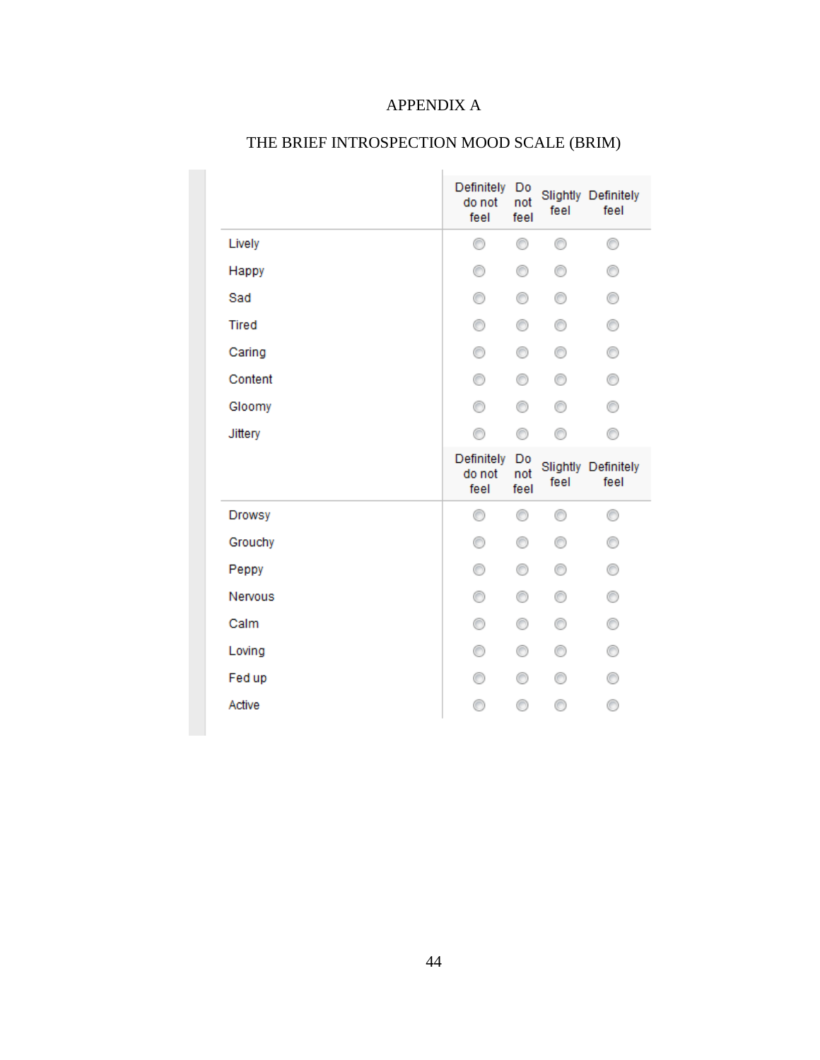# APPENDIX A

## THE BRIEF INTROSPECTION MOOD SCALE (BRIM)

| | Definitely do not feel | Do not feel | Slightly feel | Definitely feel |
|---|---|---|---|---|
| Lively | ○ | ○ | ○ | ○ |
| Happy | ○ | ○ | ○ | ○ |
| Sad | ○ | ○ | ○ | ○ |
| Tired | ○ | ○ | ○ | ○ |
| Caring | ○ | ○ | ○ | ○ |
| Content | ○ | ○ | ○ | ○ |
| Gloomy | ○ | ○ | ○ | ○ |
| Jittery | ○ | ○ | ○ | ○ |
| | Definitely do not feel | Do not feel | Slightly feel | Definitely feel |
| Drowsy | ○ | ○ | ○ | ○ |
| Grouchy | ○ | ○ | ○ | ○ |
| Peppy | ○ | ○ | ○ | ○ |
| Nervous | ○ | ○ | ○ | ○ |
| Calm | ○ | ○ | ○ | ○ |
| Loving | ○ | ○ | ○ | ○ |
| Fed up | ○ | ○ | ○ | ○ |
| Active | ○ | ○ | ○ | ○ |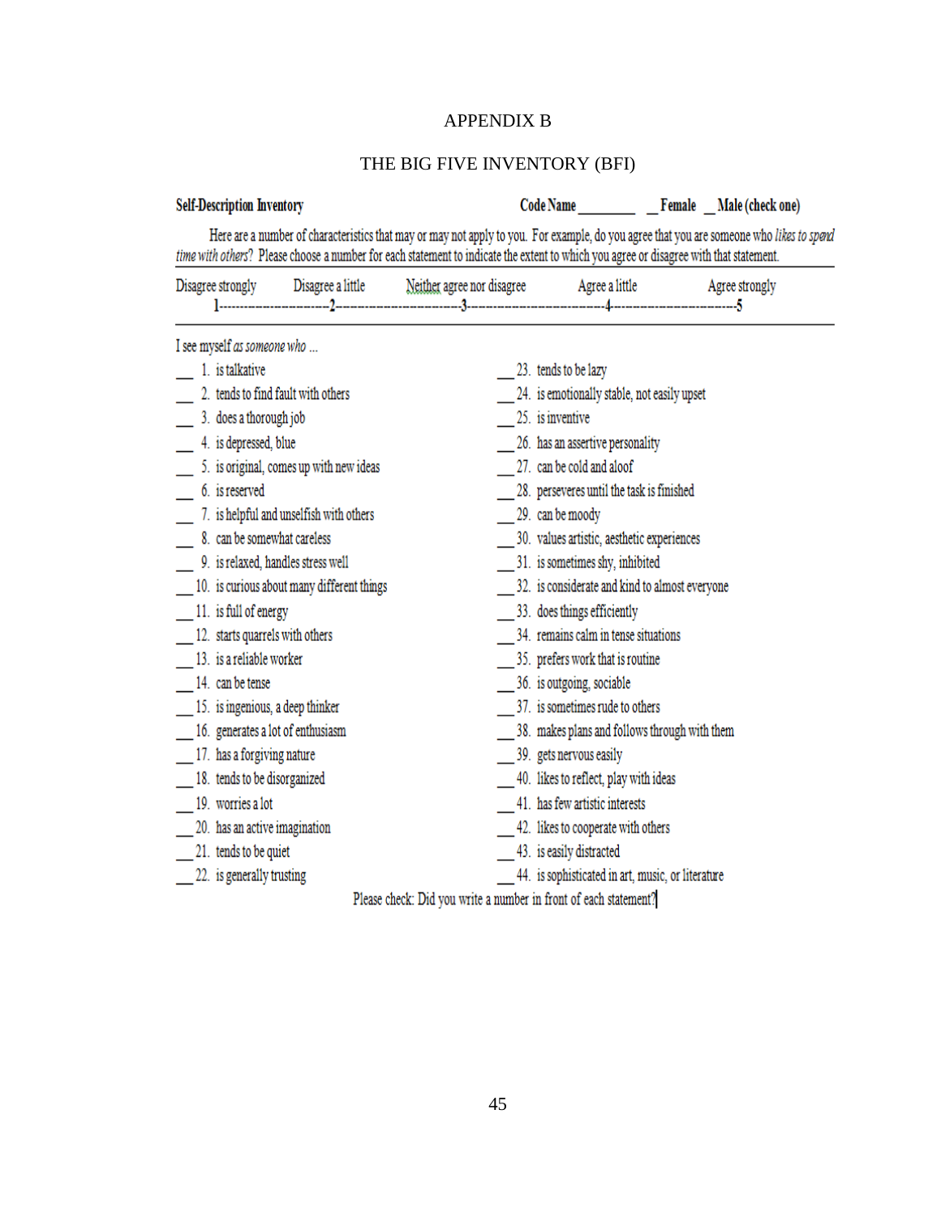# APPENDIX B

## THE BIG FIVE INVENTORY (BFI)

**Self-Description Inventory** **Code Name ________ _ Female _ Male (check one)**

Here are a number of characteristics that may or may not apply to you. For example, do you agree that you are someone who *likes to spend time with others*? Please choose a number for each statement to indicate the extent to which you agree or disagree with that statement.

| Disagree strongly | Disagree a little | Neither agree nor disagree | Agree a little | Agree strongly |
|---|---|---|---|---|
| 1 | 2 | 3 | 4 | 5 |

I see myself *as someone who ...*

__ 1. is talkative
__ 2. tends to find fault with others
__ 3. does a thorough job
__ 4. is depressed, blue
__ 5. is original, comes up with new ideas
__ 6. is reserved
__ 7. is helpful and unselfish with others
__ 8. can be somewhat careless
__ 9. is relaxed, handles stress well
__10. is curious about many different things
__11. is full of energy
__12. starts quarrels with others
__13. is a reliable worker
__14. can be tense
__15. is ingenious, a deep thinker
__16. generates a lot of enthusiasm
__17. has a forgiving nature
__18. tends to be disorganized
__19. worries a lot
__20. has an active imagination
__21. tends to be quiet
__22. is generally trusting
__23. tends to be lazy
__24. is emotionally stable, not easily upset
__25. is inventive
__26. has an assertive personality
__27. can be cold and aloof
__28. perseveres until the task is finished
__29. can be moody
__30. values artistic, aesthetic experiences
__31. is sometimes shy, inhibited
__32. is considerate and kind to almost everyone
__33. does things efficiently
__34. remains calm in tense situations
__35. prefers work that is routine
__36. is outgoing, sociable
__37. is sometimes rude to others
__38. makes plans and follows through with them
__39. gets nervous easily
__40. likes to reflect, play with ideas
__41. has few artistic interests
__42. likes to cooperate with others
__43. is easily distracted
__44. is sophisticated in art, music, or literature

Please check: Did you write a number in front of each statement?